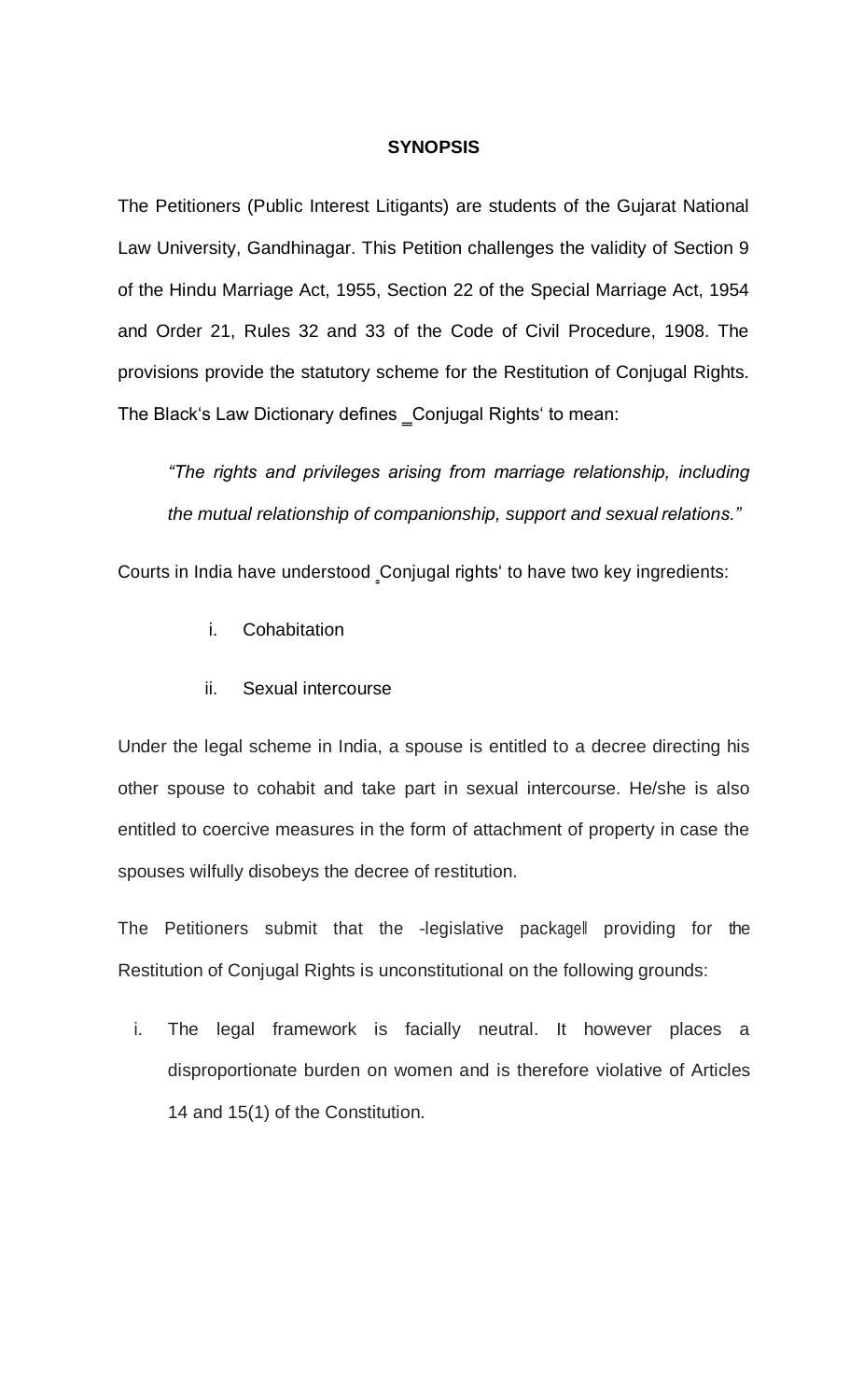**SYNOPSIS**

The Petitioners (Public Interest Litigants) are students of the Gujarat National Law University, Gandhinagar. This Petition challenges the validity of Section 9 of the Hindu Marriage Act, 1955, Section 22 of the Special Marriage Act, 1954 and Order 21, Rules 32 and 33 of the Code of Civil Procedure, 1908. The provisions provide the statutory scheme for the Restitution of Conjugal Rights. The Black‘s Law Dictionary defines ‗Conjugal Rights‘ to mean:

> *"The rights and privileges arising from marriage relationship, including the mutual relationship of companionship, support and sexual relations."*

Courts in India have understood ‗Conjugal rights‘ to have two key ingredients:

i. Cohabitation

ii. Sexual intercourse

Under the legal scheme in India, a spouse is entitled to a decree directing his other spouse to cohabit and take part in sexual intercourse. He/she is also entitled to coercive measures in the form of attachment of property in case the spouses wilfully disobeys the decree of restitution.

The Petitioners submit that the ―legislative package‖ providing for the Restitution of Conjugal Rights is unconstitutional on the following grounds:

i. The legal framework is facially neutral. It however places a disproportionate burden on women and is therefore violative of Articles 14 and 15(1) of the Constitution.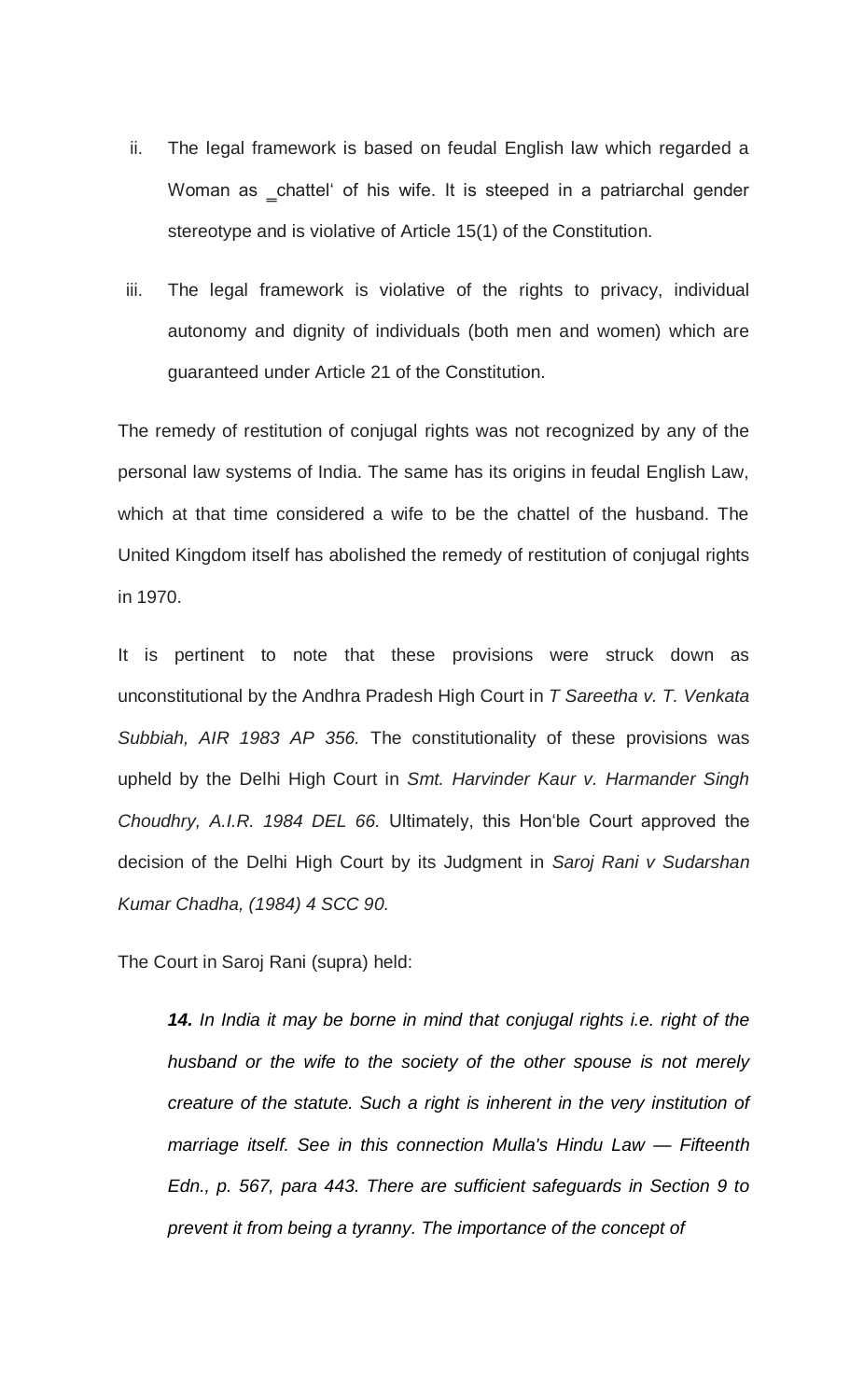ii. The legal framework is based on feudal English law which regarded a Woman as ‗chattel' of his wife. It is steeped in a patriarchal gender stereotype and is violative of Article 15(1) of the Constitution.

iii. The legal framework is violative of the rights to privacy, individual autonomy and dignity of individuals (both men and women) which are guaranteed under Article 21 of the Constitution.

The remedy of restitution of conjugal rights was not recognized by any of the personal law systems of India. The same has its origins in feudal English Law, which at that time considered a wife to be the chattel of the husband. The United Kingdom itself has abolished the remedy of restitution of conjugal rights in 1970.

It is pertinent to note that these provisions were struck down as unconstitutional by the Andhra Pradesh High Court in *T Sareetha v. T. Venkata Subbiah, AIR 1983 AP 356.* The constitutionality of these provisions was upheld by the Delhi High Court in *Smt. Harvinder Kaur v. Harmander Singh Choudhry, A.I.R. 1984 DEL 66.* Ultimately, this Hon'ble Court approved the decision of the Delhi High Court by its Judgment in *Saroj Rani v Sudarshan Kumar Chadha, (1984) 4 SCC 90.*

The Court in Saroj Rani (supra) held:

> ***14.*** *In India it may be borne in mind that conjugal rights i.e. right of the husband or the wife to the society of the other spouse is not merely creature of the statute. Such a right is inherent in the very institution of marriage itself. See in this connection Mulla's Hindu Law — Fifteenth Edn., p. 567, para 443. There are sufficient safeguards in Section 9 to prevent it from being a tyranny. The importance of the concept of*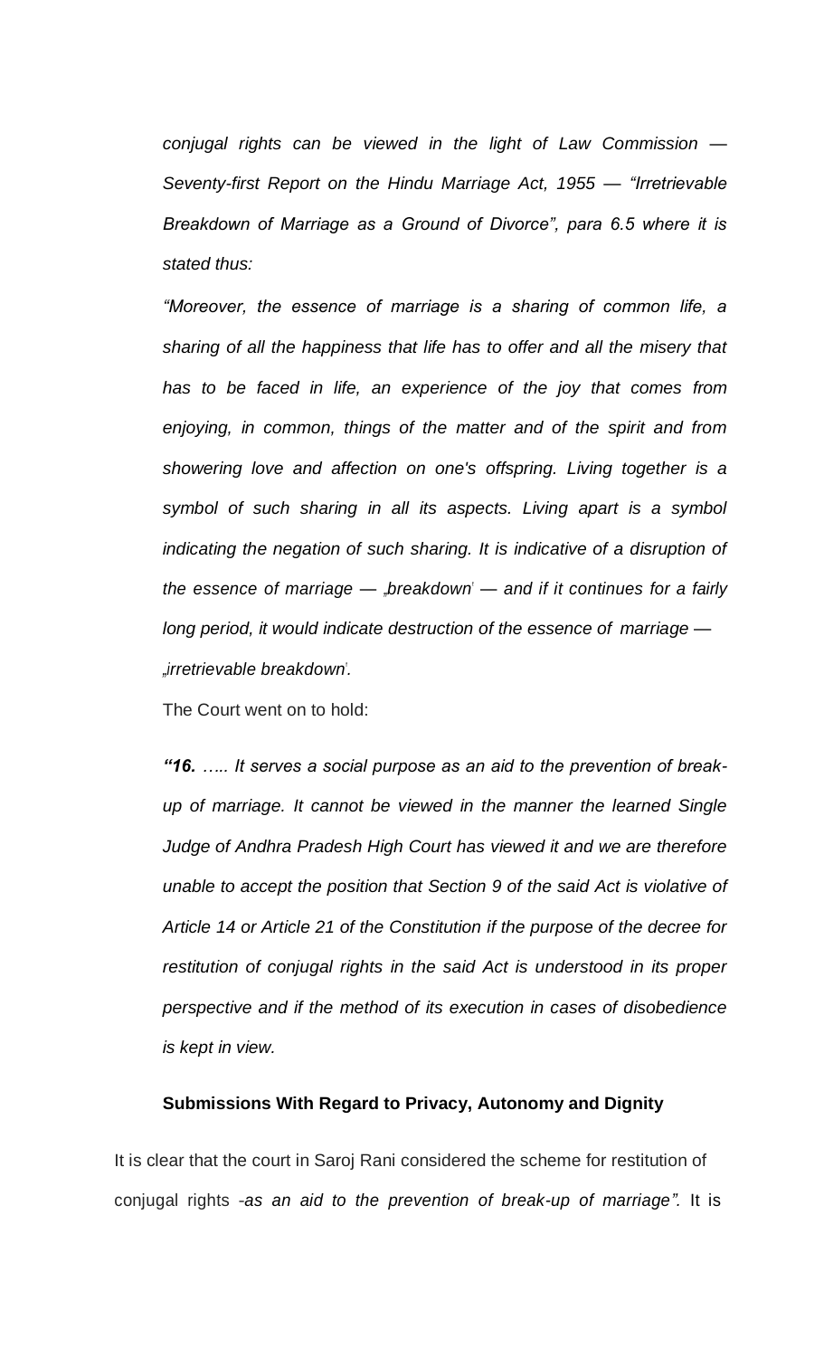*conjugal rights can be viewed in the light of Law Commission — Seventy-first Report on the Hindu Marriage Act, 1955 — "Irretrievable Breakdown of Marriage as a Ground of Divorce", para 6.5 where it is stated thus:*

*"Moreover, the essence of marriage is a sharing of common life, a sharing of all the happiness that life has to offer and all the misery that has to be faced in life, an experience of the joy that comes from enjoying, in common, things of the matter and of the spirit and from showering love and affection on one's offspring. Living together is a symbol of such sharing in all its aspects. Living apart is a symbol indicating the negation of such sharing. It is indicative of a disruption of the essence of marriage — „breakdown' — and if it continues for a fairly long period, it would indicate destruction of the essence of marriage — „irretrievable breakdown'.*

The Court went on to hold:

***"16.*** *….. It serves a social purpose as an aid to the prevention of break-up of marriage. It cannot be viewed in the manner the learned Single Judge of Andhra Pradesh High Court has viewed it and we are therefore unable to accept the position that Section 9 of the said Act is violative of Article 14 or Article 21 of the Constitution if the purpose of the decree for restitution of conjugal rights in the said Act is understood in its proper perspective and if the method of its execution in cases of disobedience is kept in view.*

**Submissions With Regard to Privacy, Autonomy and Dignity**

It is clear that the court in Saroj Rani considered the scheme for restitution of conjugal rights -*as an aid to the prevention of break-up of marriage".* It is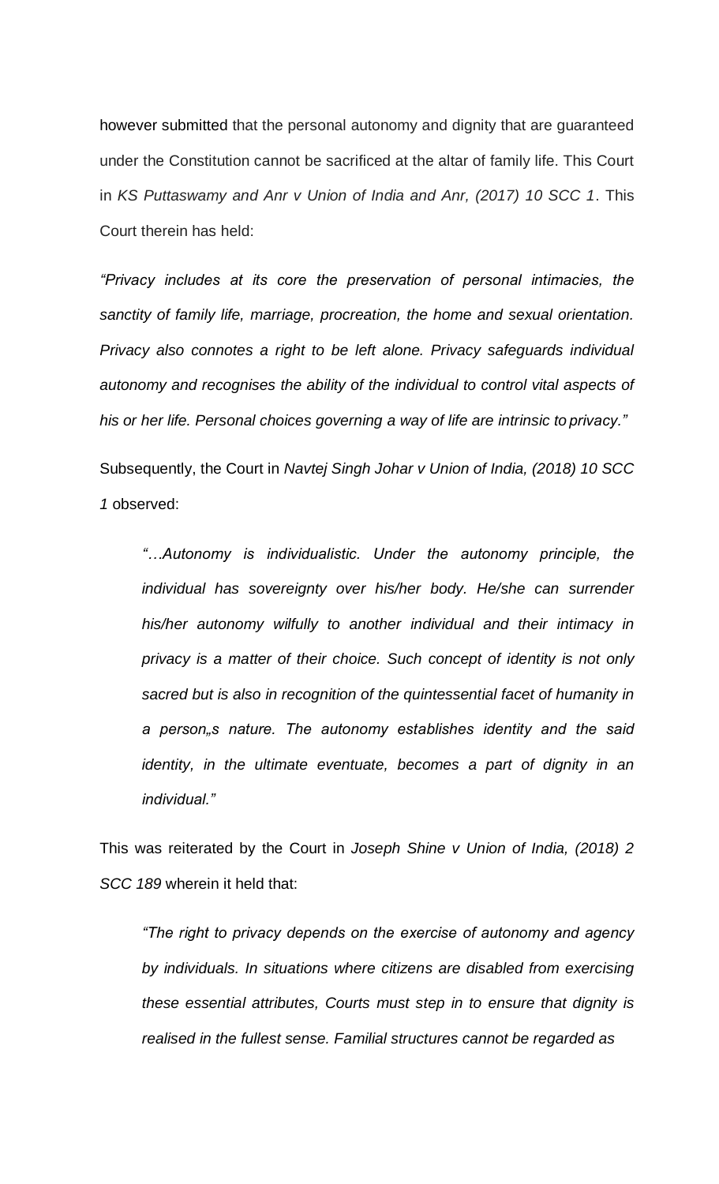however submitted that the personal autonomy and dignity that are guaranteed under the Constitution cannot be sacrificed at the altar of family life. This Court in *KS Puttaswamy and Anr v Union of India and Anr, (2017) 10 SCC 1*. This Court therein has held:

*"Privacy includes at its core the preservation of personal intimacies, the sanctity of family life, marriage, procreation, the home and sexual orientation. Privacy also connotes a right to be left alone. Privacy safeguards individual autonomy and recognises the ability of the individual to control vital aspects of his or her life. Personal choices governing a way of life are intrinsic to privacy."*

Subsequently, the Court in *Navtej Singh Johar v Union of India, (2018) 10 SCC 1* observed:

> *"…Autonomy is individualistic. Under the autonomy principle, the individual has sovereignty over his/her body. He/she can surrender his/her autonomy wilfully to another individual and their intimacy in privacy is a matter of their choice. Such concept of identity is not only sacred but is also in recognition of the quintessential facet of humanity in a person„s nature. The autonomy establishes identity and the said identity, in the ultimate eventuate, becomes a part of dignity in an individual."*

This was reiterated by the Court in *Joseph Shine v Union of India, (2018) 2 SCC 189* wherein it held that:

> *"The right to privacy depends on the exercise of autonomy and agency by individuals. In situations where citizens are disabled from exercising these essential attributes, Courts must step in to ensure that dignity is realised in the fullest sense. Familial structures cannot be regarded as*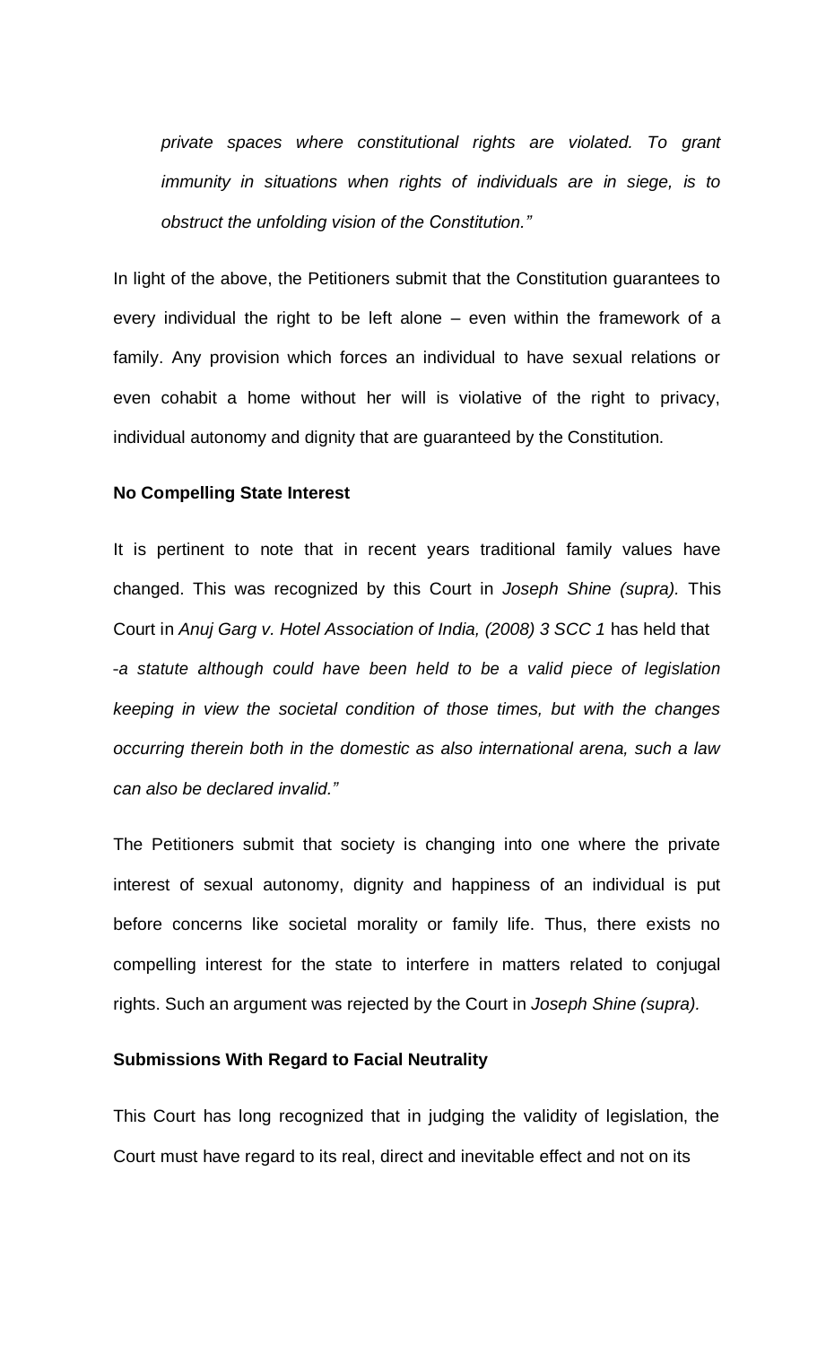*private spaces where constitutional rights are violated. To grant immunity in situations when rights of individuals are in siege, is to obstruct the unfolding vision of the Constitution."*

In light of the above, the Petitioners submit that the Constitution guarantees to every individual the right to be left alone – even within the framework of a family. Any provision which forces an individual to have sexual relations or even cohabit a home without her will is violative of the right to privacy, individual autonomy and dignity that are guaranteed by the Constitution.

**No Compelling State Interest**

It is pertinent to note that in recent years traditional family values have changed. This was recognized by this Court in *Joseph Shine (supra).* This Court in *Anuj Garg v. Hotel Association of India, (2008) 3 SCC 1* has held that -*a statute although could have been held to be a valid piece of legislation keeping in view the societal condition of those times, but with the changes occurring therein both in the domestic as also international arena, such a law can also be declared invalid."*

The Petitioners submit that society is changing into one where the private interest of sexual autonomy, dignity and happiness of an individual is put before concerns like societal morality or family life. Thus, there exists no compelling interest for the state to interfere in matters related to conjugal rights. Such an argument was rejected by the Court in *Joseph Shine (supra).*

**Submissions With Regard to Facial Neutrality**

This Court has long recognized that in judging the validity of legislation, the Court must have regard to its real, direct and inevitable effect and not on its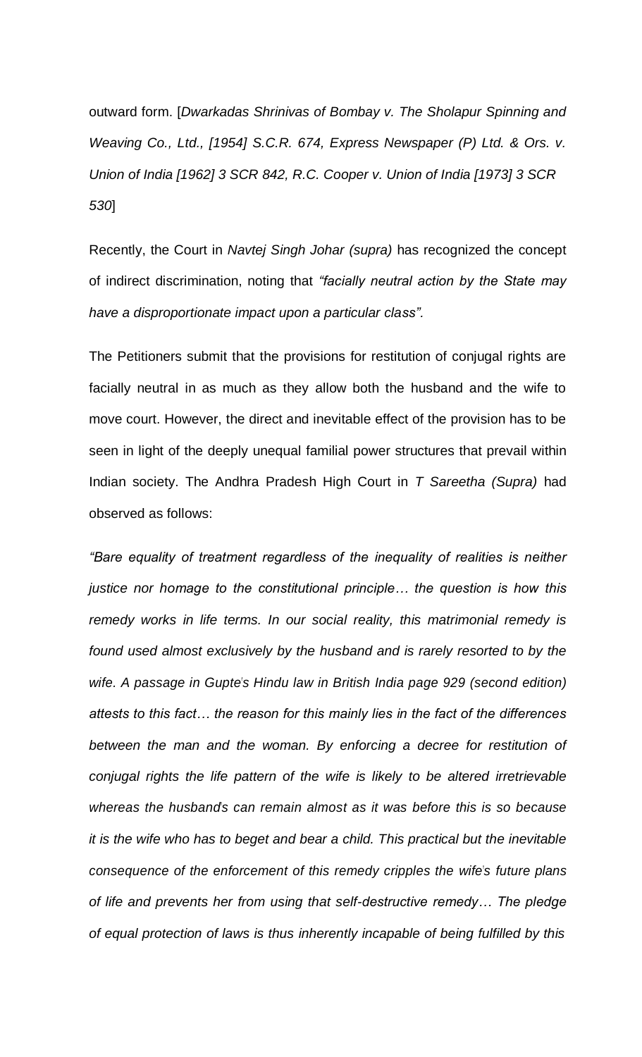outward form. [*Dwarkadas Shrinivas of Bombay v. The Sholapur Spinning and Weaving Co., Ltd., [1954] S.C.R. 674, Express Newspaper (P) Ltd. & Ors. v. Union of India [1962] 3 SCR 842, R.C. Cooper v. Union of India [1973] 3 SCR 530*]

Recently, the Court in *Navtej Singh Johar (supra)* has recognized the concept of indirect discrimination, noting that *"facially neutral action by the State may have a disproportionate impact upon a particular class".*

The Petitioners submit that the provisions for restitution of conjugal rights are facially neutral in as much as they allow both the husband and the wife to move court. However, the direct and inevitable effect of the provision has to be seen in light of the deeply unequal familial power structures that prevail within Indian society. The Andhra Pradesh High Court in *T Sareetha (Supra)* had observed as follows:

*"Bare equality of treatment regardless of the inequality of realities is neither justice nor homage to the constitutional principle… the question is how this remedy works in life terms. In our social reality, this matrimonial remedy is found used almost exclusively by the husband and is rarely resorted to by the wife. A passage in Gupte's Hindu law in British India page 929 (second edition) attests to this fact… the reason for this mainly lies in the fact of the differences between the man and the woman. By enforcing a decree for restitution of conjugal rights the life pattern of the wife is likely to be altered irretrievable whereas the husband's can remain almost as it was before this is so because it is the wife who has to beget and bear a child. This practical but the inevitable consequence of the enforcement of this remedy cripples the wife's future plans of life and prevents her from using that self-destructive remedy… The pledge of equal protection of laws is thus inherently incapable of being fulfilled by this*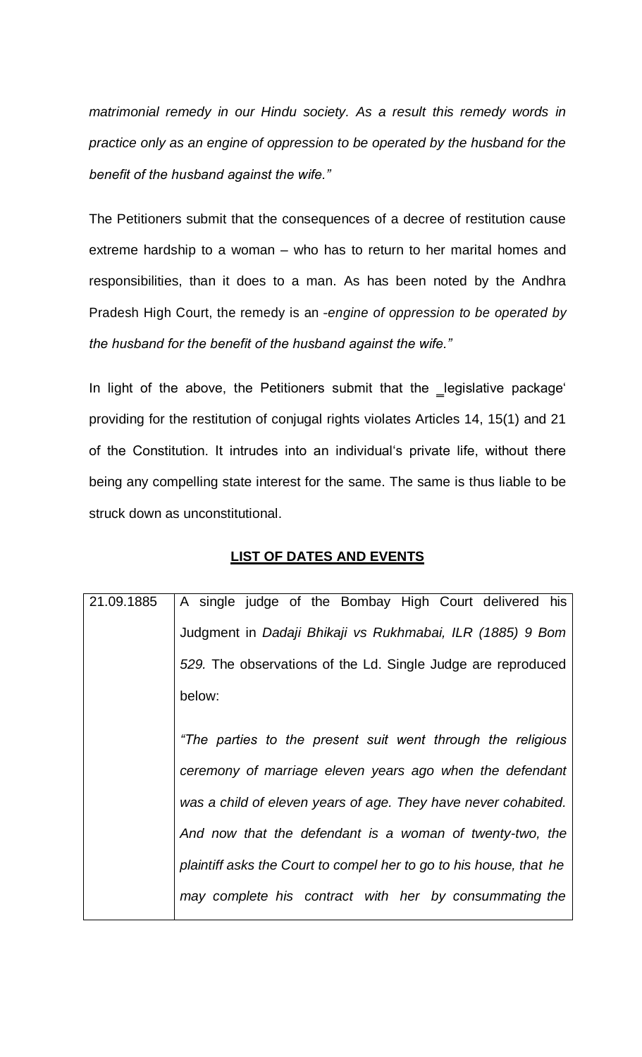*matrimonial remedy in our Hindu society. As a result this remedy words in practice only as an engine of oppression to be operated by the husband for the benefit of the husband against the wife."*

The Petitioners submit that the consequences of a decree of restitution cause extreme hardship to a woman – who has to return to her marital homes and responsibilities, than it does to a man. As has been noted by the Andhra Pradesh High Court, the remedy is an -*engine of oppression to be operated by the husband for the benefit of the husband against the wife."*

In light of the above, the Petitioners submit that the ‗legislative package' providing for the restitution of conjugal rights violates Articles 14, 15(1) and 21 of the Constitution. It intrudes into an individual's private life, without there being any compelling state interest for the same. The same is thus liable to be struck down as unconstitutional.

**LIST OF DATES AND EVENTS**

| | |
|---|---|
| 21.09.1885 | A single judge of the Bombay High Court delivered his Judgment in *Dadaji Bhikaji vs Rukhmabai, ILR (1885) 9 Bom 529*. The observations of the Ld. Single Judge are reproduced below:<br><br>*"The parties to the present suit went through the religious ceremony of marriage eleven years ago when the defendant was a child of eleven years of age. They have never cohabited. And now that the defendant is a woman of twenty-two, the plaintiff asks the Court to compel her to go to his house, that he may complete his contract with her by consummating the* |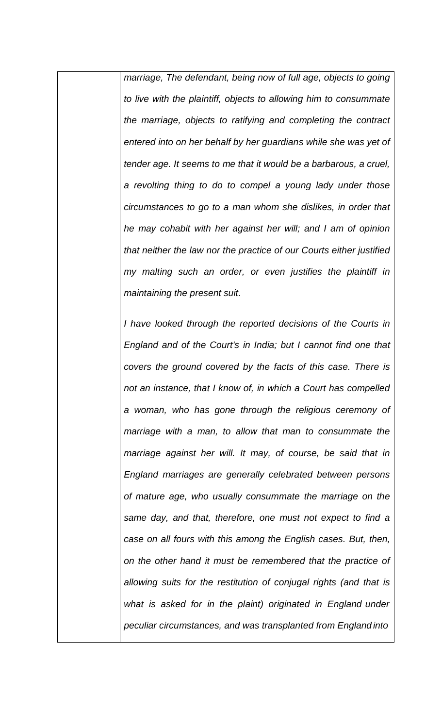*marriage, The defendant, being now of full age, objects to going to live with the plaintiff, objects to allowing him to consummate the marriage, objects to ratifying and completing the contract entered into on her behalf by her guardians while she was yet of tender age. It seems to me that it would be a barbarous, a cruel, a revolting thing to do to compel a young lady under those circumstances to go to a man whom she dislikes, in order that he may cohabit with her against her will; and I am of opinion that neither the law nor the practice of our Courts either justified my malting such an order, or even justifies the plaintiff in maintaining the present suit.*

*I have looked through the reported decisions of the Courts in England and of the Court's in India; but I cannot find one that covers the ground covered by the facts of this case. There is not an instance, that I know of, in which a Court has compelled a woman, who has gone through the religious ceremony of marriage with a man, to allow that man to consummate the marriage against her will. It may, of course, be said that in England marriages are generally celebrated between persons of mature age, who usually consummate the marriage on the same day, and that, therefore, one must not expect to find a case on all fours with this among the English cases. But, then, on the other hand it must be remembered that the practice of allowing suits for the restitution of conjugal rights (and that is what is asked for in the plaint) originated in England under peculiar circumstances, and was transplanted from England into*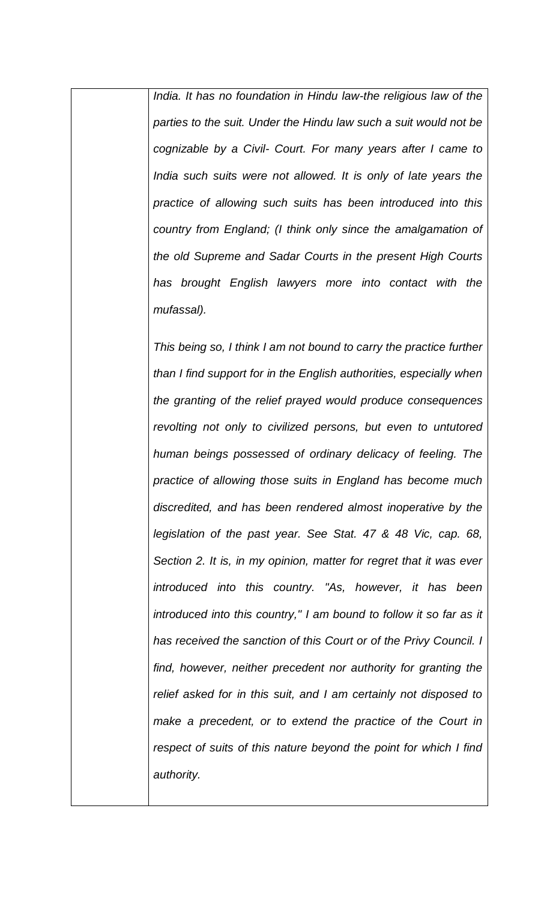*India. It has no foundation in Hindu law-the religious law of the parties to the suit. Under the Hindu law such a suit would not be cognizable by a Civil- Court. For many years after I came to India such suits were not allowed. It is only of late years the practice of allowing such suits has been introduced into this country from England; (I think only since the amalgamation of the old Supreme and Sadar Courts in the present High Courts has brought English lawyers more into contact with the mufassal).*

*This being so, I think I am not bound to carry the practice further than I find support for in the English authorities, especially when the granting of the relief prayed would produce consequences revolting not only to civilized persons, but even to untutored human beings possessed of ordinary delicacy of feeling. The practice of allowing those suits in England has become much discredited, and has been rendered almost inoperative by the legislation of the past year. See Stat. 47 & 48 Vic, cap. 68, Section 2. It is, in my opinion, matter for regret that it was ever introduced into this country. "As, however, it has been introduced into this country," I am bound to follow it so far as it has received the sanction of this Court or of the Privy Council. I find, however, neither precedent nor authority for granting the relief asked for in this suit, and I am certainly not disposed to make a precedent, or to extend the practice of the Court in respect of suits of this nature beyond the point for which I find authority.*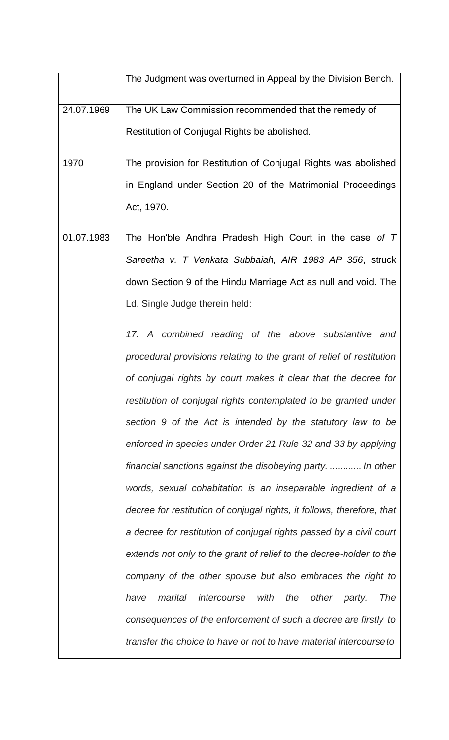|  |  |
|---|---|
|  | The Judgment was overturned in Appeal by the Division Bench. |
| 24.07.1969 | The UK Law Commission recommended that the remedy of Restitution of Conjugal Rights be abolished. |
| 1970 | The provision for Restitution of Conjugal Rights was abolished in England under Section 20 of the Matrimonial Proceedings Act, 1970. |
| 01.07.1983 | The Hon'ble Andhra Pradesh High Court in the case *of T Sareetha v. T Venkata Subbaiah, AIR 1983 AP 356*, struck down Section 9 of the Hindu Marriage Act as null and void. The Ld. Single Judge therein held:<br><br>*17. A combined reading of the above substantive and procedural provisions relating to the grant of relief of restitution of conjugal rights by court makes it clear that the decree for restitution of conjugal rights contemplated to be granted under section 9 of the Act is intended by the statutory law to be enforced in species under Order 21 Rule 32 and 33 by applying financial sanctions against the disobeying party. ............ In other words, sexual cohabitation is an inseparable ingredient of a decree for restitution of conjugal rights, it follows, therefore, that a decree for restitution of conjugal rights passed by a civil court extends not only to the grant of relief to the decree-holder to the company of the other spouse but also embraces the right to have marital intercourse with the other party. The consequences of the enforcement of such a decree are firstly to transfer the choice to have or not to have material intercourse to* |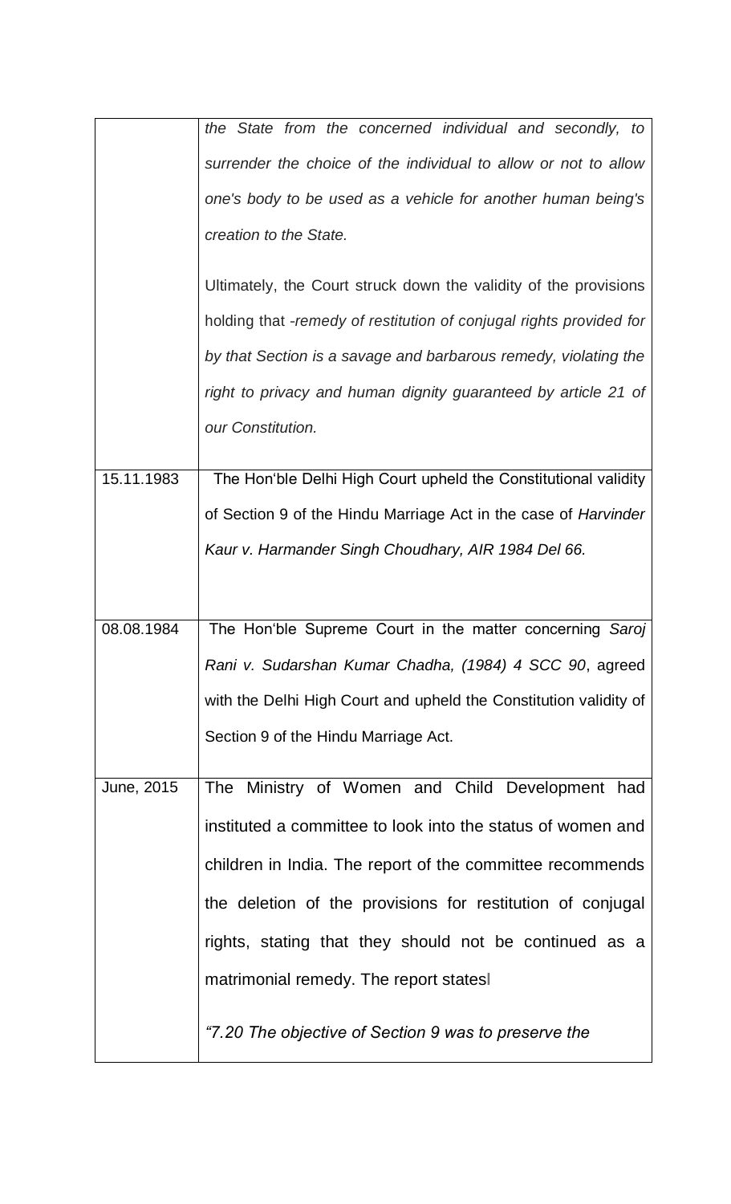| | |
|---|---|
| | *the State from the concerned individual and secondly, to surrender the choice of the individual to allow or not to allow one's body to be used as a vehicle for another human being's creation to the State.*<br><br>Ultimately, the Court struck down the validity of the provisions holding that -*remedy of restitution of conjugal rights provided for by that Section is a savage and barbarous remedy, violating the right to privacy and human dignity guaranteed by article 21 of our Constitution.* |
| 15.11.1983 | The Hon'ble Delhi High Court upheld the Constitutional validity of Section 9 of the Hindu Marriage Act in the case of *Harvinder Kaur v. Harmander Singh Choudhary, AIR 1984 Del 66.* |
| 08.08.1984 | The Hon'ble Supreme Court in the matter concerning *Saroj Rani v. Sudarshan Kumar Chadha, (1984) 4 SCC 90*, agreed with the Delhi High Court and upheld the Constitution validity of Section 9 of the Hindu Marriage Act. |
| June, 2015 | The Ministry of Women and Child Development had instituted a committee to look into the status of women and children in India. The report of the committee recommends the deletion of the provisions for restitution of conjugal rights, stating that they should not be continued as a matrimonial remedy. The report states‖<br><br>*"7.20 The objective of Section 9 was to preserve the* |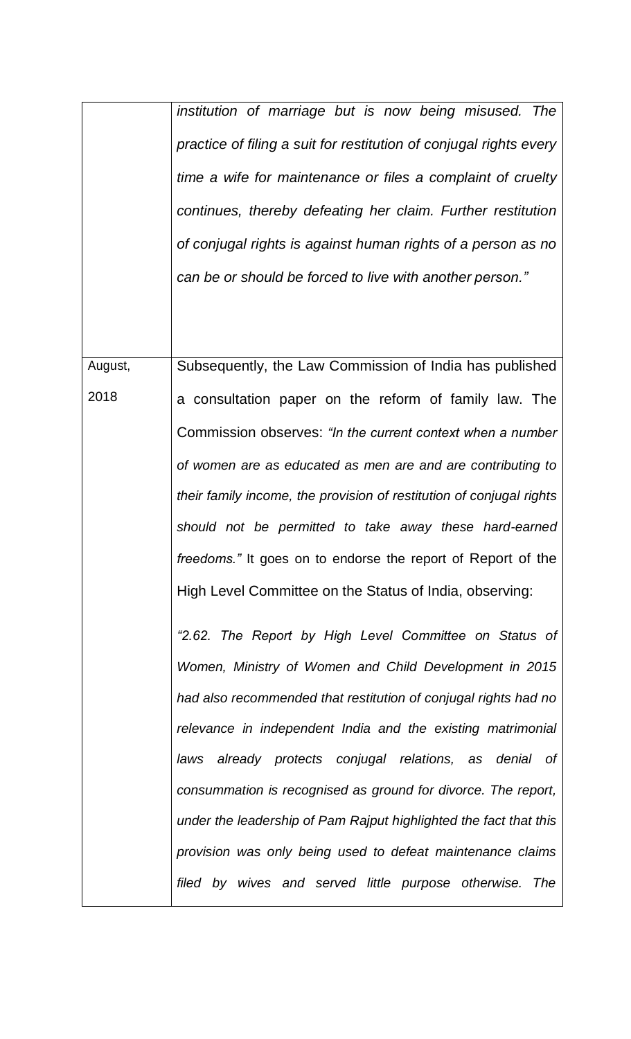| | |
|---|---|
| | *institution of marriage but is now being misused. The practice of filing a suit for restitution of conjugal rights every time a wife for maintenance or files a complaint of cruelty continues, thereby defeating her claim. Further restitution of conjugal rights is against human rights of a person as no can be or should be forced to live with another person."* |
| August, 2018 | Subsequently, the Law Commission of India has published a consultation paper on the reform of family law. The Commission observes: *"In the current context when a number of women are as educated as men are and are contributing to their family income, the provision of restitution of conjugal rights should not be permitted to take away these hard-earned freedoms."* It goes on to endorse the report of Report of the High Level Committee on the Status of India, observing:<br><br>*"2.62. The Report by High Level Committee on Status of Women, Ministry of Women and Child Development in 2015 had also recommended that restitution of conjugal rights had no relevance in independent India and the existing matrimonial laws already protects conjugal relations, as denial of consummation is recognised as ground for divorce. The report, under the leadership of Pam Rajput highlighted the fact that this provision was only being used to defeat maintenance claims filed by wives and served little purpose otherwise. The* |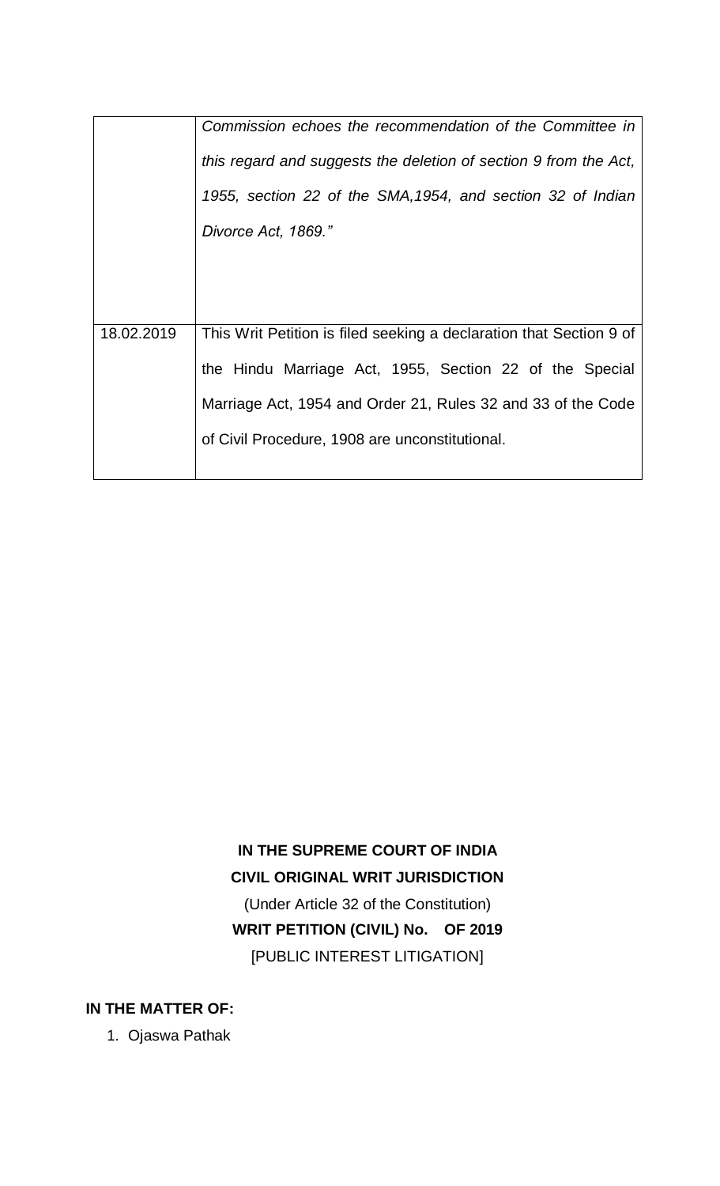| | |
|---|---|
| | *Commission echoes the recommendation of the Committee in this regard and suggests the deletion of section 9 from the Act, 1955, section 22 of the SMA,1954, and section 32 of Indian Divorce Act, 1869."* |
| 18.02.2019 | This Writ Petition is filed seeking a declaration that Section 9 of the Hindu Marriage Act, 1955, Section 22 of the Special Marriage Act, 1954 and Order 21, Rules 32 and 33 of the Code of Civil Procedure, 1908 are unconstitutional. |

**IN THE SUPREME COURT OF INDIA**

**CIVIL ORIGINAL WRIT JURISDICTION**

(Under Article 32 of the Constitution)

**WRIT PETITION (CIVIL) No. OF 2019**

[PUBLIC INTEREST LITIGATION]

**IN THE MATTER OF:**

1. Ojaswa Pathak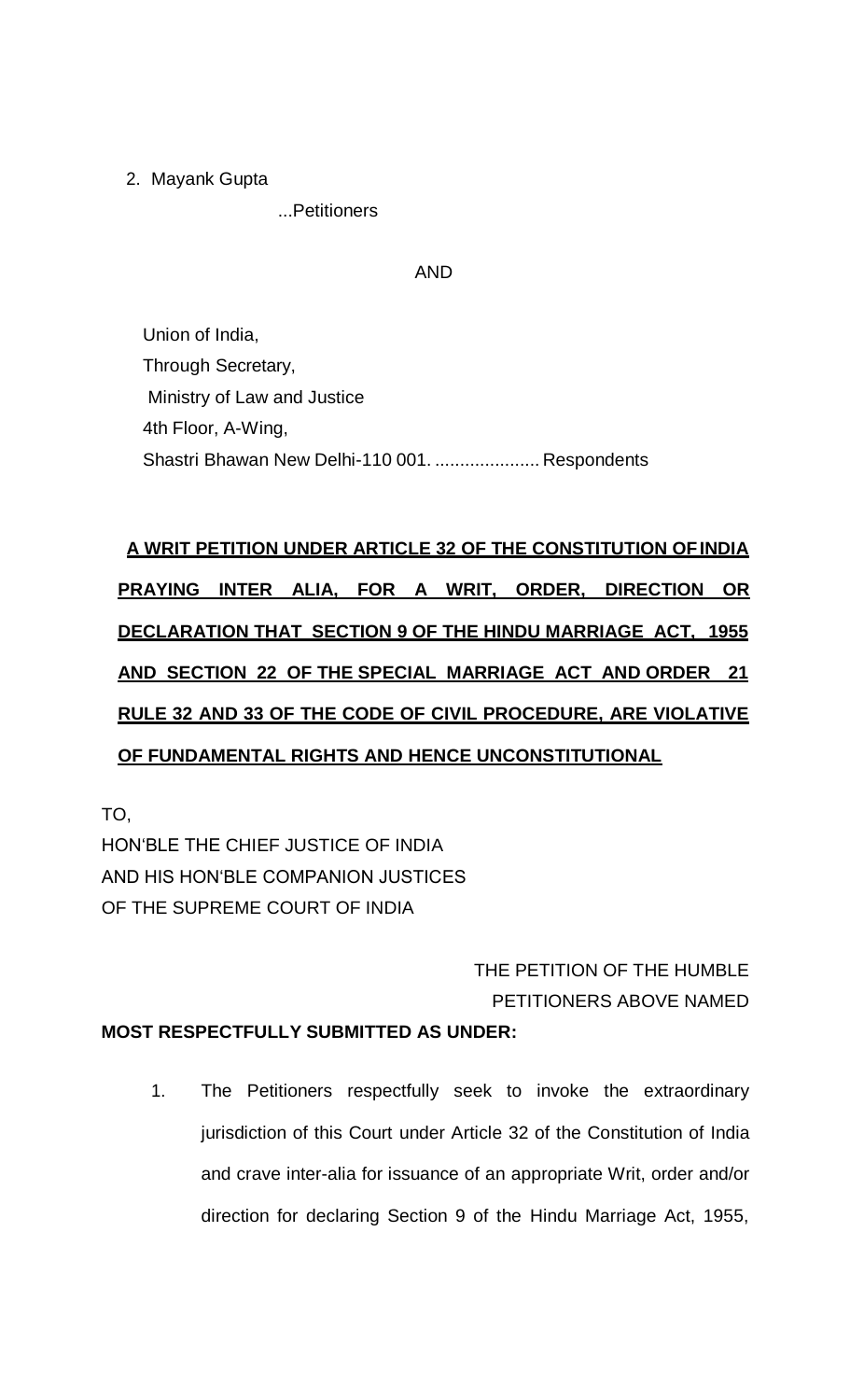2. Mayank Gupta

...Petitioners

AND

Union of India,
Through Secretary,
Ministry of Law and Justice
4th Floor, A-Wing,
Shastri Bhawan New Delhi-110 001. ..................... Respondents

**A WRIT PETITION UNDER ARTICLE 32 OF THE CONSTITUTION OF INDIA PRAYING INTER ALIA, FOR A WRIT, ORDER, DIRECTION OR DECLARATION THAT SECTION 9 OF THE HINDU MARRIAGE ACT, 1955 AND SECTION 22 OF THE SPECIAL MARRIAGE ACT AND ORDER 21 RULE 32 AND 33 OF THE CODE OF CIVIL PROCEDURE, ARE VIOLATIVE OF FUNDAMENTAL RIGHTS AND HENCE UNCONSTITUTIONAL**

TO,
HON'BLE THE CHIEF JUSTICE OF INDIA
AND HIS HON'BLE COMPANION JUSTICES
OF THE SUPREME COURT OF INDIA

THE PETITION OF THE HUMBLE
PETITIONERS ABOVE NAMED

**MOST RESPECTFULLY SUBMITTED AS UNDER:**

1. The Petitioners respectfully seek to invoke the extraordinary jurisdiction of this Court under Article 32 of the Constitution of India and crave inter-alia for issuance of an appropriate Writ, order and/or direction for declaring Section 9 of the Hindu Marriage Act, 1955,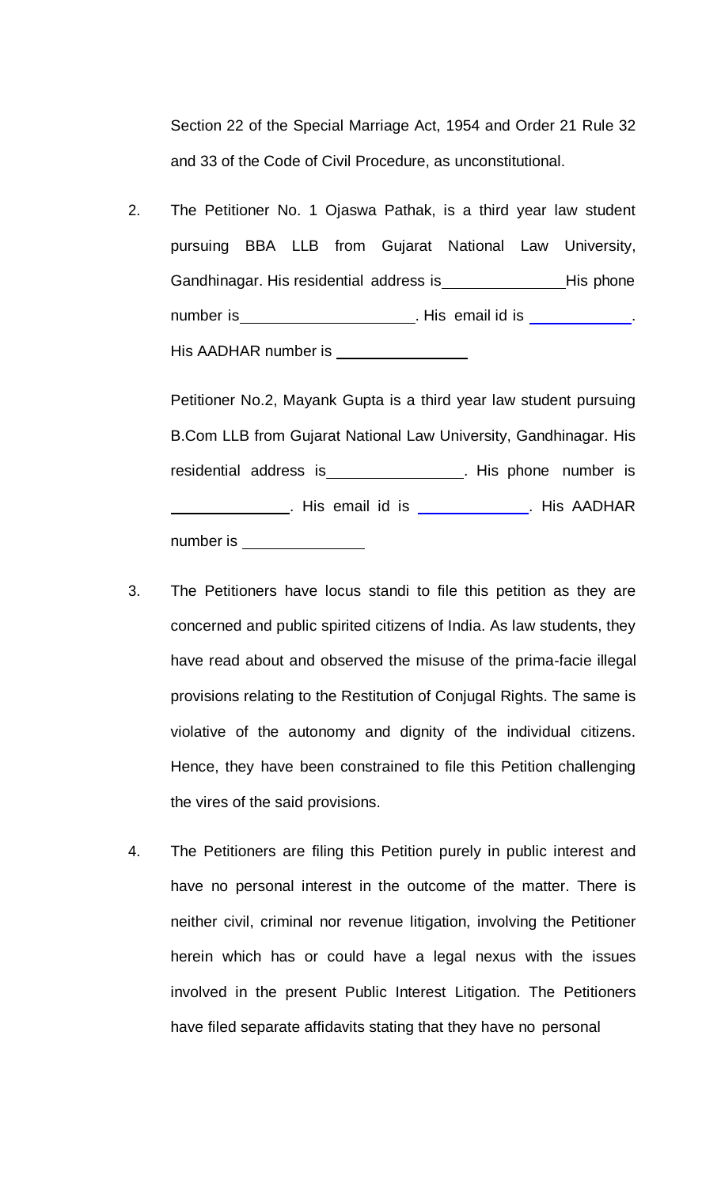Section 22 of the Special Marriage Act, 1954 and Order 21 Rule 32 and 33 of the Code of Civil Procedure, as unconstitutional.

2. The Petitioner No. 1 Ojaswa Pathak, is a third year law student pursuing BBA LLB from Gujarat National Law University, Gandhinagar. His residential address is\_\_\_\_\_\_\_\_\_\_\_\_\_\_ His phone number is\_\_\_\_\_\_\_\_\_\_\_\_\_\_\_\_\_\_\_\_. His email id is \_\_\_\_\_\_\_\_\_\_\_\_. His AADHAR number is \_\_\_\_\_\_\_\_\_\_\_\_\_\_\_\_

   Petitioner No.2, Mayank Gupta is a third year law student pursuing B.Com LLB from Gujarat National Law University, Gandhinagar. His residential address is\_\_\_\_\_\_\_\_\_\_\_\_\_\_\_\_. His phone number is \_\_\_\_\_\_\_\_\_\_\_\_\_\_. His email id is \_\_\_\_\_\_\_\_\_\_\_\_\_. His AADHAR number is \_\_\_\_\_\_\_\_\_\_\_\_\_\_

3. The Petitioners have locus standi to file this petition as they are concerned and public spirited citizens of India. As law students, they have read about and observed the misuse of the prima-facie illegal provisions relating to the Restitution of Conjugal Rights. The same is violative of the autonomy and dignity of the individual citizens. Hence, they have been constrained to file this Petition challenging the vires of the said provisions.

4. The Petitioners are filing this Petition purely in public interest and have no personal interest in the outcome of the matter. There is neither civil, criminal nor revenue litigation, involving the Petitioner herein which has or could have a legal nexus with the issues involved in the present Public Interest Litigation. The Petitioners have filed separate affidavits stating that they have no personal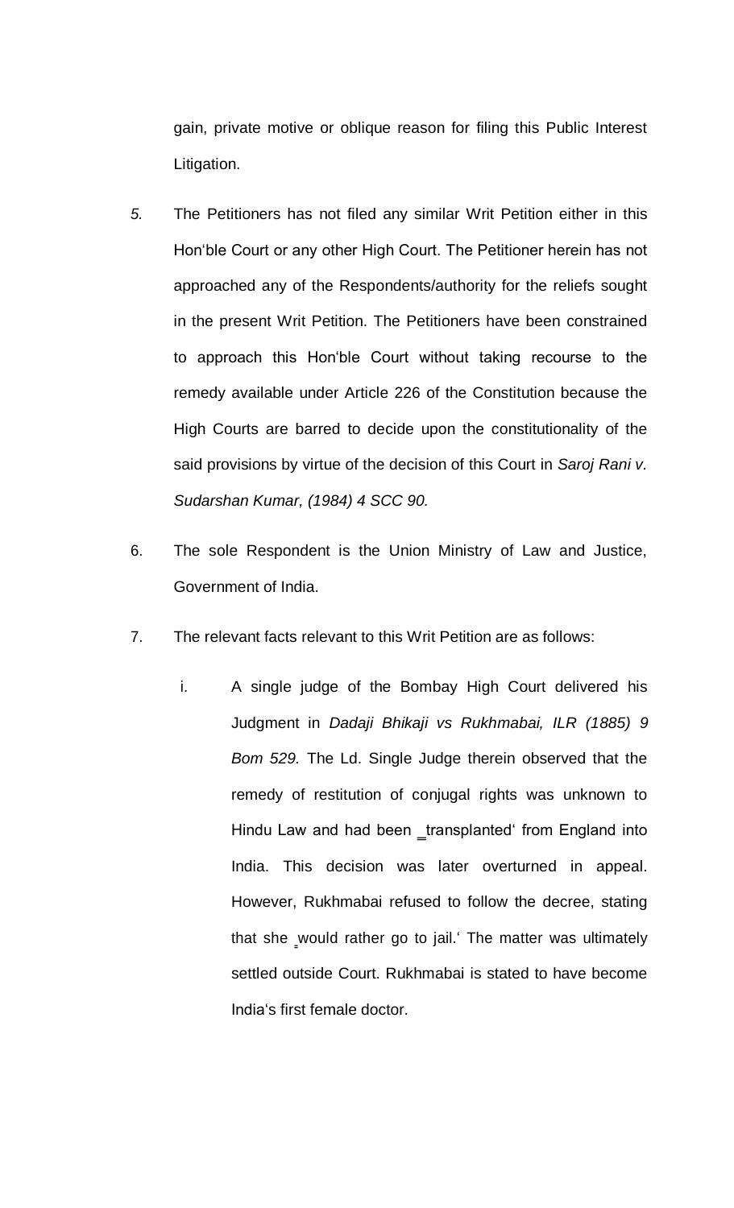gain, private motive or oblique reason for filing this Public Interest Litigation.

*5.* The Petitioners has not filed any similar Writ Petition either in this Hon'ble Court or any other High Court. The Petitioner herein has not approached any of the Respondents/authority for the reliefs sought in the present Writ Petition. The Petitioners have been constrained to approach this Hon'ble Court without taking recourse to the remedy available under Article 226 of the Constitution because the High Courts are barred to decide upon the constitutionality of the said provisions by virtue of the decision of this Court in *Saroj Rani v. Sudarshan Kumar, (1984) 4 SCC 90.*

6. The sole Respondent is the Union Ministry of Law and Justice, Government of India.

7. The relevant facts relevant to this Writ Petition are as follows:

   i. A single judge of the Bombay High Court delivered his Judgment in *Dadaji Bhikaji vs Rukhmabai, ILR (1885) 9 Bom 529.* The Ld. Single Judge therein observed that the remedy of restitution of conjugal rights was unknown to Hindu Law and had been ‗transplanted' from England into India. This decision was later overturned in appeal. However, Rukhmabai refused to follow the decree, stating that she ‗would rather go to jail.' The matter was ultimately settled outside Court. Rukhmabai is stated to have become India's first female doctor.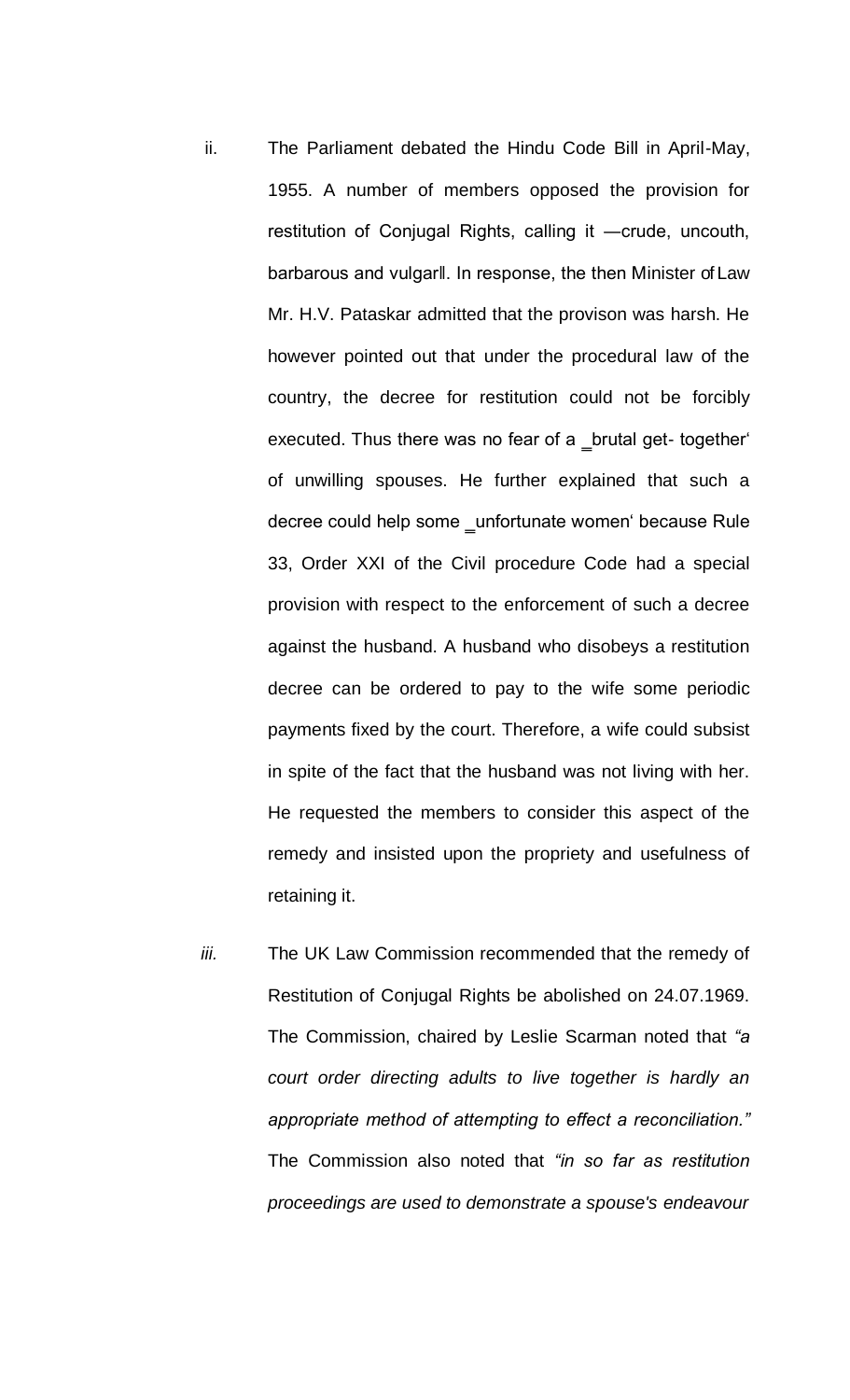ii. The Parliament debated the Hindu Code Bill in April-May, 1955. A number of members opposed the provision for restitution of Conjugal Rights, calling it ―crude, uncouth, barbarous and vulgar‖. In response, the then Minister of Law Mr. H.V. Pataskar admitted that the provison was harsh. He however pointed out that under the procedural law of the country, the decree for restitution could not be forcibly executed. Thus there was no fear of a ‗brutal get- together' of unwilling spouses. He further explained that such a decree could help some ‗unfortunate women' because Rule 33, Order XXI of the Civil procedure Code had a special provision with respect to the enforcement of such a decree against the husband. A husband who disobeys a restitution decree can be ordered to pay to the wife some periodic payments fixed by the court. Therefore, a wife could subsist in spite of the fact that the husband was not living with her. He requested the members to consider this aspect of the remedy and insisted upon the propriety and usefulness of retaining it.

*iii.* The UK Law Commission recommended that the remedy of Restitution of Conjugal Rights be abolished on 24.07.1969. The Commission, chaired by Leslie Scarman noted that *"a court order directing adults to live together is hardly an appropriate method of attempting to effect a reconciliation."* The Commission also noted that *"in so far as restitution proceedings are used to demonstrate a spouse's endeavour*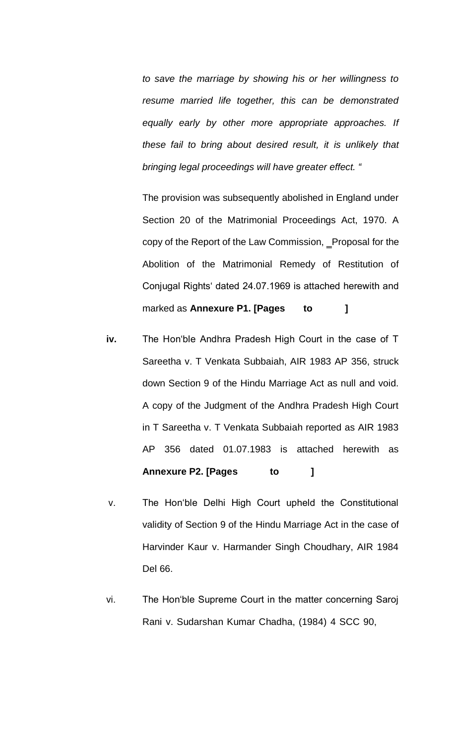*to save the marriage by showing his or her willingness to resume married life together, this can be demonstrated equally early by other more appropriate approaches. If these fail to bring about desired result, it is unlikely that bringing legal proceedings will have greater effect. "*

The provision was subsequently abolished in England under Section 20 of the Matrimonial Proceedings Act, 1970. A copy of the Report of the Law Commission, ‗Proposal for the Abolition of the Matrimonial Remedy of Restitution of Conjugal Rights' dated 24.07.1969 is attached herewith and marked as **Annexure P1. [Pages to ]**

**iv.** The Hon'ble Andhra Pradesh High Court in the case of T Sareetha v. T Venkata Subbaiah, AIR 1983 AP 356, struck down Section 9 of the Hindu Marriage Act as null and void. A copy of the Judgment of the Andhra Pradesh High Court in T Sareetha v. T Venkata Subbaiah reported as AIR 1983 AP 356 dated 01.07.1983 is attached herewith as **Annexure P2. [Pages to ]**

v. The Hon'ble Delhi High Court upheld the Constitutional validity of Section 9 of the Hindu Marriage Act in the case of Harvinder Kaur v. Harmander Singh Choudhary, AIR 1984 Del 66.

vi. The Hon'ble Supreme Court in the matter concerning Saroj Rani v. Sudarshan Kumar Chadha, (1984) 4 SCC 90,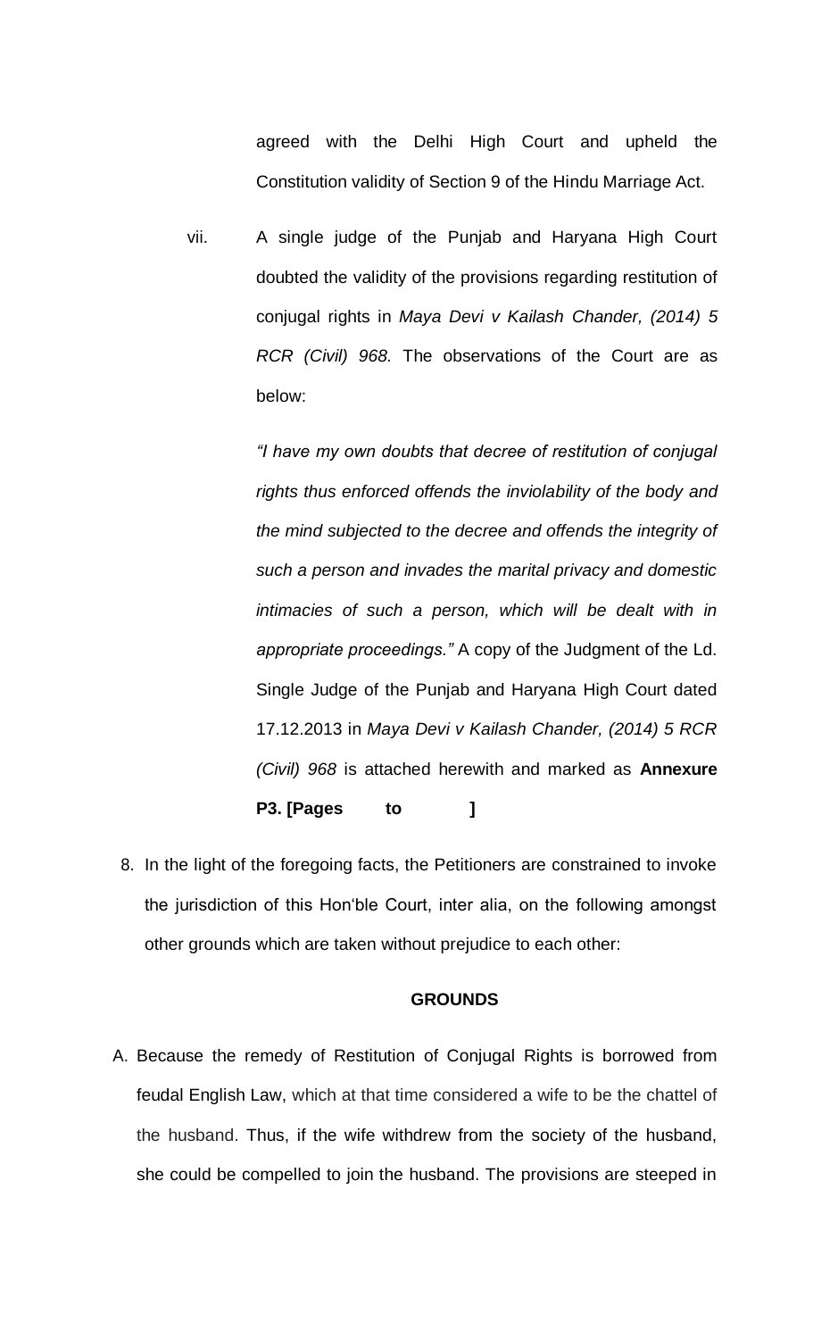agreed with the Delhi High Court and upheld the Constitution validity of Section 9 of the Hindu Marriage Act.

vii. A single judge of the Punjab and Haryana High Court doubted the validity of the provisions regarding restitution of conjugal rights in *Maya Devi v Kailash Chander, (2014) 5 RCR (Civil) 968.* The observations of the Court are as below:

*"I have my own doubts that decree of restitution of conjugal rights thus enforced offends the inviolability of the body and the mind subjected to the decree and offends the integrity of such a person and invades the marital privacy and domestic intimacies of such a person, which will be dealt with in appropriate proceedings."* A copy of the Judgment of the Ld. Single Judge of the Punjab and Haryana High Court dated 17.12.2013 in *Maya Devi v Kailash Chander, (2014) 5 RCR (Civil) 968* is attached herewith and marked as **Annexure P3. [Pages to ]**

8. In the light of the foregoing facts, the Petitioners are constrained to invoke the jurisdiction of this Hon'ble Court, inter alia, on the following amongst other grounds which are taken without prejudice to each other:

**GROUNDS**

A. Because the remedy of Restitution of Conjugal Rights is borrowed from feudal English Law, which at that time considered a wife to be the chattel of the husband. Thus, if the wife withdrew from the society of the husband, she could be compelled to join the husband. The provisions are steeped in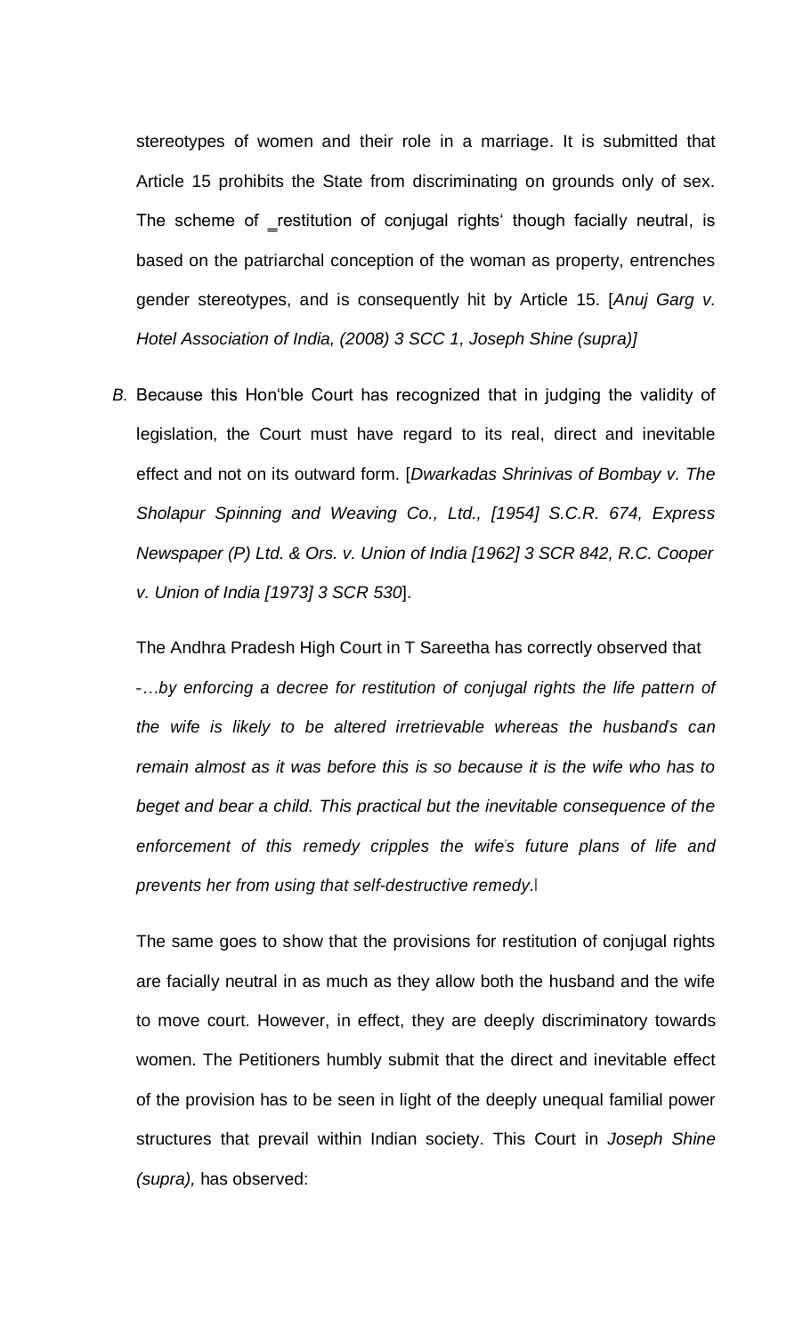stereotypes of women and their role in a marriage. It is submitted that Article 15 prohibits the State from discriminating on grounds only of sex. The scheme of _restitution of conjugal rights' though facially neutral, is based on the patriarchal conception of the woman as property, entrenches gender stereotypes, and is consequently hit by Article 15. [*Anuj Garg v. Hotel Association of India, (2008) 3 SCC 1, Joseph Shine (supra)]*

*B.* Because this Hon'ble Court has recognized that in judging the validity of legislation, the Court must have regard to its real, direct and inevitable effect and not on its outward form. [*Dwarkadas Shrinivas of Bombay v. The Sholapur Spinning and Weaving Co., Ltd., [1954] S.C.R. 674, Express Newspaper (P) Ltd. & Ors. v. Union of India [1962] 3 SCR 842, R.C. Cooper v. Union of India [1973] 3 SCR 530*].

The Andhra Pradesh High Court in T Sareetha has correctly observed that -*…by enforcing a decree for restitution of conjugal rights the life pattern of the wife is likely to be altered irretrievable whereas the husband's can remain almost as it was before this is so because it is the wife who has to beget and bear a child. This practical but the inevitable consequence of the enforcement of this remedy cripples the wife's future plans of life and prevents her from using that self-destructive remedy.*‖

The same goes to show that the provisions for restitution of conjugal rights are facially neutral in as much as they allow both the husband and the wife to move court. However, in effect, they are deeply discriminatory towards women. The Petitioners humbly submit that the direct and inevitable effect of the provision has to be seen in light of the deeply unequal familial power structures that prevail within Indian society. This Court in *Joseph Shine (supra),* has observed: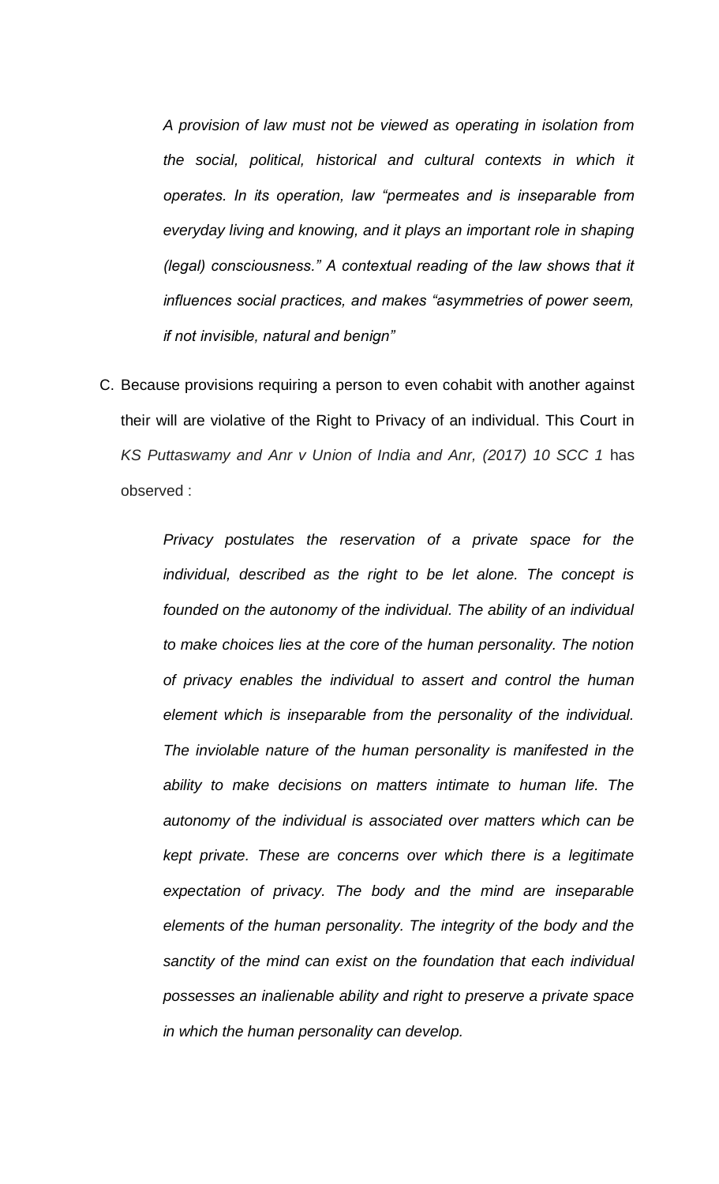> *A provision of law must not be viewed as operating in isolation from the social, political, historical and cultural contexts in which it operates. In its operation, law "permeates and is inseparable from everyday living and knowing, and it plays an important role in shaping (legal) consciousness." A contextual reading of the law shows that it influences social practices, and makes "asymmetries of power seem, if not invisible, natural and benign"*

C. Because provisions requiring a person to even cohabit with another against their will are violative of the Right to Privacy of an individual. This Court in *KS Puttaswamy and Anr v Union of India and Anr, (2017) 10 SCC 1* has observed :

> *Privacy postulates the reservation of a private space for the individual, described as the right to be let alone. The concept is founded on the autonomy of the individual. The ability of an individual to make choices lies at the core of the human personality. The notion of privacy enables the individual to assert and control the human element which is inseparable from the personality of the individual. The inviolable nature of the human personality is manifested in the ability to make decisions on matters intimate to human life. The autonomy of the individual is associated over matters which can be kept private. These are concerns over which there is a legitimate expectation of privacy. The body and the mind are inseparable elements of the human personality. The integrity of the body and the sanctity of the mind can exist on the foundation that each individual possesses an inalienable ability and right to preserve a private space in which the human personality can develop.*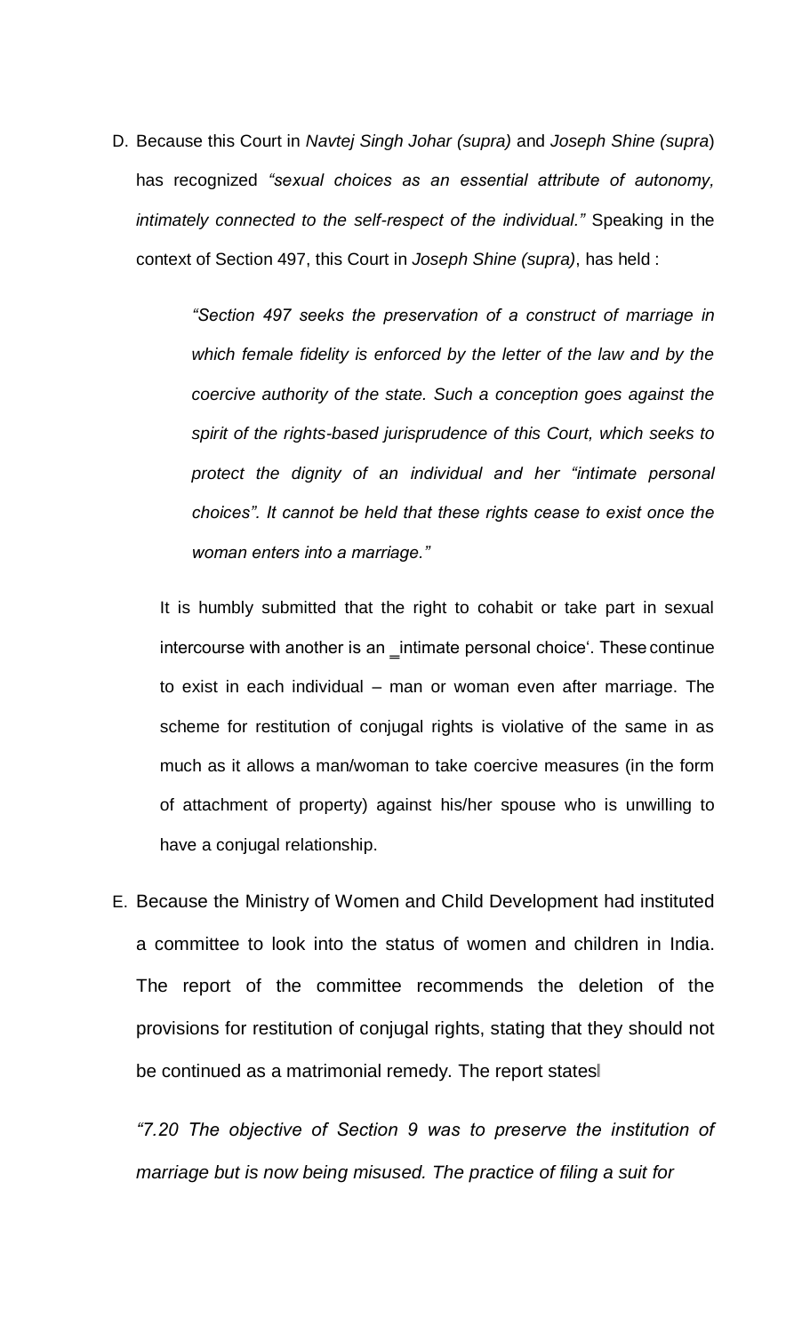D. Because this Court in *Navtej Singh Johar (supra)* and *Joseph Shine (supra*) has recognized *"sexual choices as an essential attribute of autonomy, intimately connected to the self-respect of the individual."* Speaking in the context of Section 497, this Court in *Joseph Shine (supra)*, has held :

> *"Section 497 seeks the preservation of a construct of marriage in which female fidelity is enforced by the letter of the law and by the coercive authority of the state. Such a conception goes against the spirit of the rights-based jurisprudence of this Court, which seeks to protect the dignity of an individual and her "intimate personal choices". It cannot be held that these rights cease to exist once the woman enters into a marriage."*

It is humbly submitted that the right to cohabit or take part in sexual intercourse with another is an ‗intimate personal choice'. These continue to exist in each individual – man or woman even after marriage. The scheme for restitution of conjugal rights is violative of the same in as much as it allows a man/woman to take coercive measures (in the form of attachment of property) against his/her spouse who is unwilling to have a conjugal relationship.

E. Because the Ministry of Women and Child Development had instituted a committee to look into the status of women and children in India. The report of the committee recommends the deletion of the provisions for restitution of conjugal rights, stating that they should not be continued as a matrimonial remedy. The report states‖

*"7.20 The objective of Section 9 was to preserve the institution of marriage but is now being misused. The practice of filing a suit for*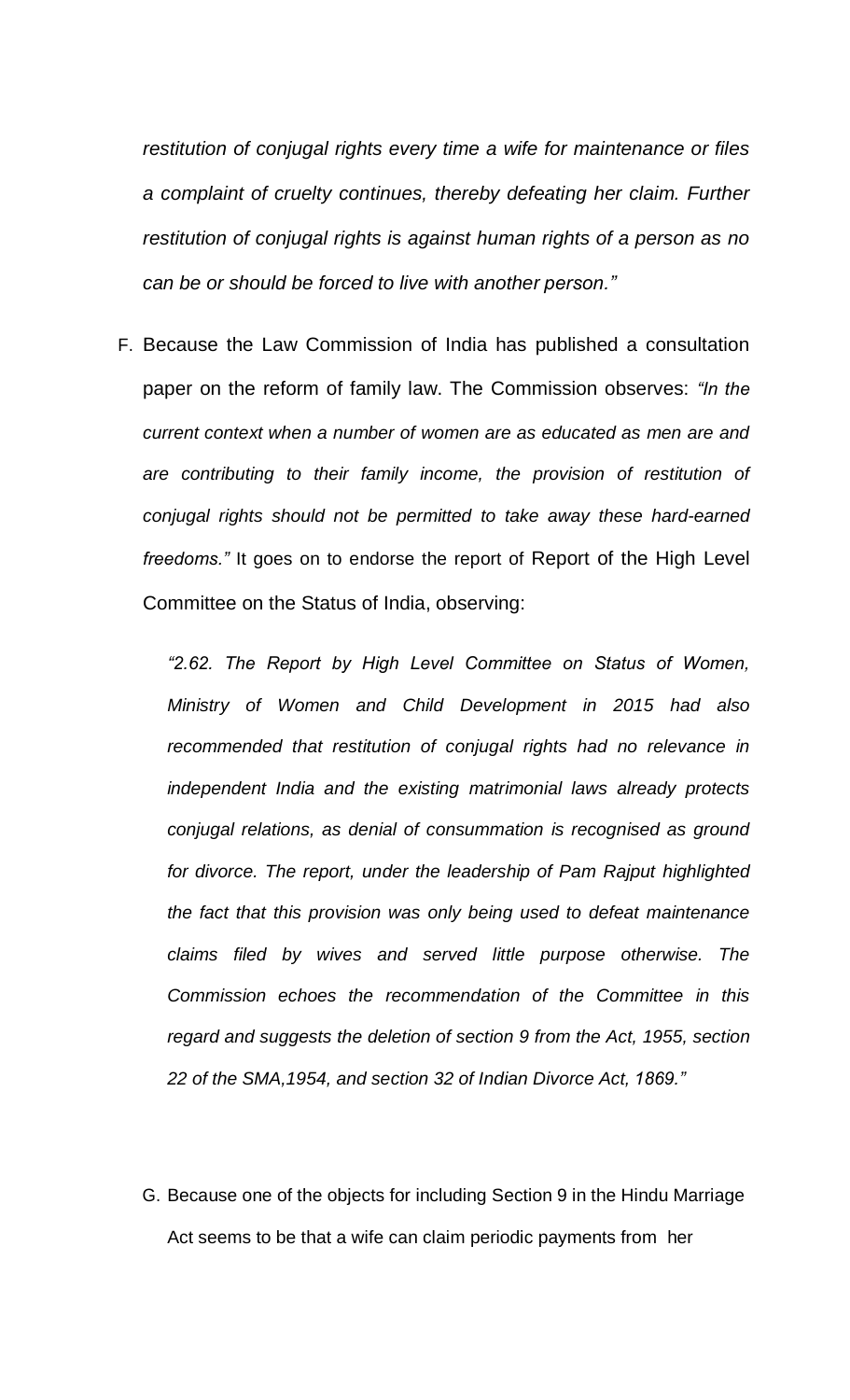*restitution of conjugal rights every time a wife for maintenance or files a complaint of cruelty continues, thereby defeating her claim. Further restitution of conjugal rights is against human rights of a person as no can be or should be forced to live with another person."*

F. Because the Law Commission of India has published a consultation paper on the reform of family law. The Commission observes: *"In the current context when a number of women are as educated as men are and are contributing to their family income, the provision of restitution of conjugal rights should not be permitted to take away these hard-earned freedoms."* It goes on to endorse the report of Report of the High Level Committee on the Status of India, observing:

   *"2.62. The Report by High Level Committee on Status of Women, Ministry of Women and Child Development in 2015 had also recommended that restitution of conjugal rights had no relevance in independent India and the existing matrimonial laws already protects conjugal relations, as denial of consummation is recognised as ground for divorce. The report, under the leadership of Pam Rajput highlighted the fact that this provision was only being used to defeat maintenance claims filed by wives and served little purpose otherwise. The Commission echoes the recommendation of the Committee in this regard and suggests the deletion of section 9 from the Act, 1955, section 22 of the SMA,1954, and section 32 of Indian Divorce Act, 1869."*

G. Because one of the objects for including Section 9 in the Hindu Marriage Act seems to be that a wife can claim periodic payments from her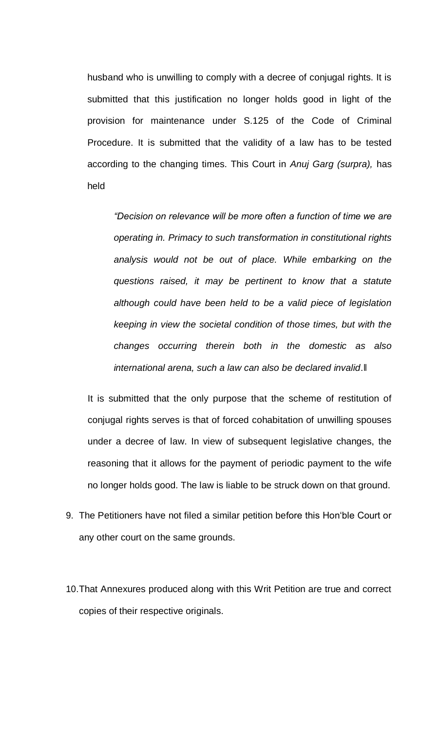husband who is unwilling to comply with a decree of conjugal rights. It is submitted that this justification no longer holds good in light of the provision for maintenance under S.125 of the Code of Criminal Procedure. It is submitted that the validity of a law has to be tested according to the changing times. This Court in *Anuj Garg (surpra),* has held

> *"Decision on relevance will be more often a function of time we are operating in. Primacy to such transformation in constitutional rights analysis would not be out of place. While embarking on the questions raised, it may be pertinent to know that a statute although could have been held to be a valid piece of legislation keeping in view the societal condition of those times, but with the changes occurring therein both in the domestic as also international arena, such a law can also be declared invalid*.‖

It is submitted that the only purpose that the scheme of restitution of conjugal rights serves is that of forced cohabitation of unwilling spouses under a decree of law. In view of subsequent legislative changes, the reasoning that it allows for the payment of periodic payment to the wife no longer holds good. The law is liable to be struck down on that ground.

9. The Petitioners have not filed a similar petition before this Hon'ble Court or any other court on the same grounds.

10. That Annexures produced along with this Writ Petition are true and correct copies of their respective originals.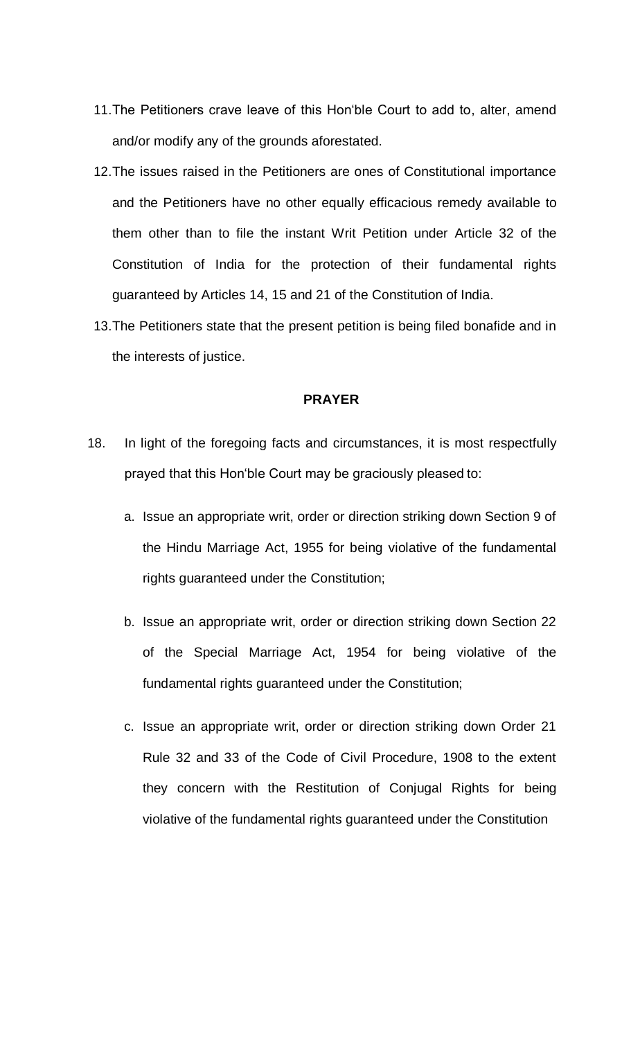11. The Petitioners crave leave of this Hon'ble Court to add to, alter, amend and/or modify any of the grounds aforestated.

12. The issues raised in the Petitioners are ones of Constitutional importance and the Petitioners have no other equally efficacious remedy available to them other than to file the instant Writ Petition under Article 32 of the Constitution of India for the protection of their fundamental rights guaranteed by Articles 14, 15 and 21 of the Constitution of India.

13. The Petitioners state that the present petition is being filed bonafide and in the interests of justice.

**PRAYER**

18. In light of the foregoing facts and circumstances, it is most respectfully prayed that this Hon'ble Court may be graciously pleased to:

   a. Issue an appropriate writ, order or direction striking down Section 9 of the Hindu Marriage Act, 1955 for being violative of the fundamental rights guaranteed under the Constitution;

   b. Issue an appropriate writ, order or direction striking down Section 22 of the Special Marriage Act, 1954 for being violative of the fundamental rights guaranteed under the Constitution;

   c. Issue an appropriate writ, order or direction striking down Order 21 Rule 32 and 33 of the Code of Civil Procedure, 1908 to the extent they concern with the Restitution of Conjugal Rights for being violative of the fundamental rights guaranteed under the Constitution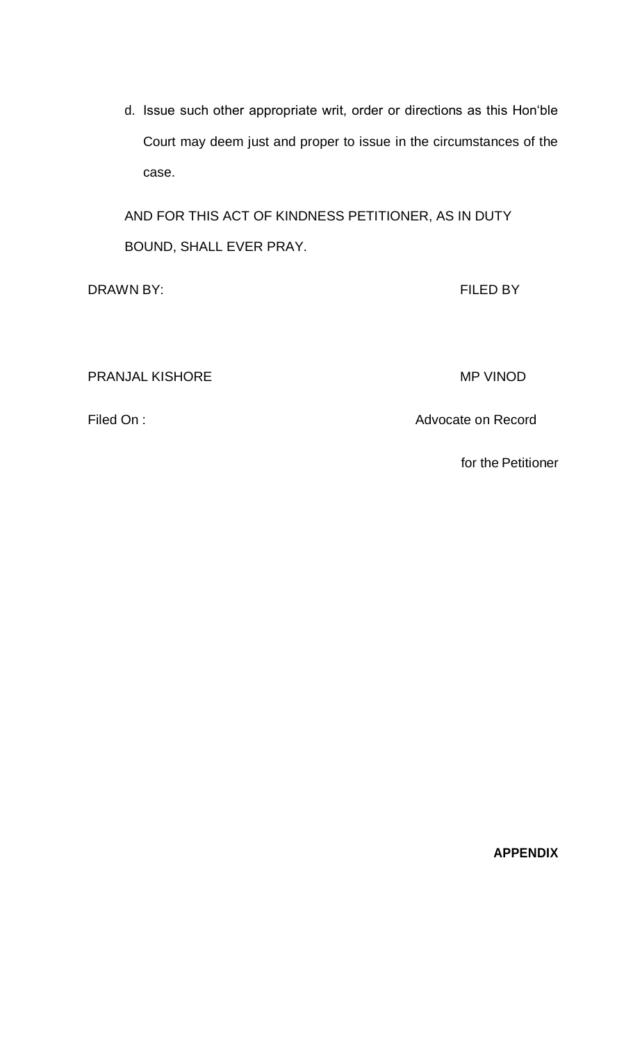d. Issue such other appropriate writ, order or directions as this Hon'ble Court may deem just and proper to issue in the circumstances of the case.

AND FOR THIS ACT OF KINDNESS PETITIONER, AS IN DUTY BOUND, SHALL EVER PRAY.

DRAWN BY: FILED BY

PRANJAL KISHORE MP VINOD

Filed On : Advocate on Record

for the Petitioner

**APPENDIX**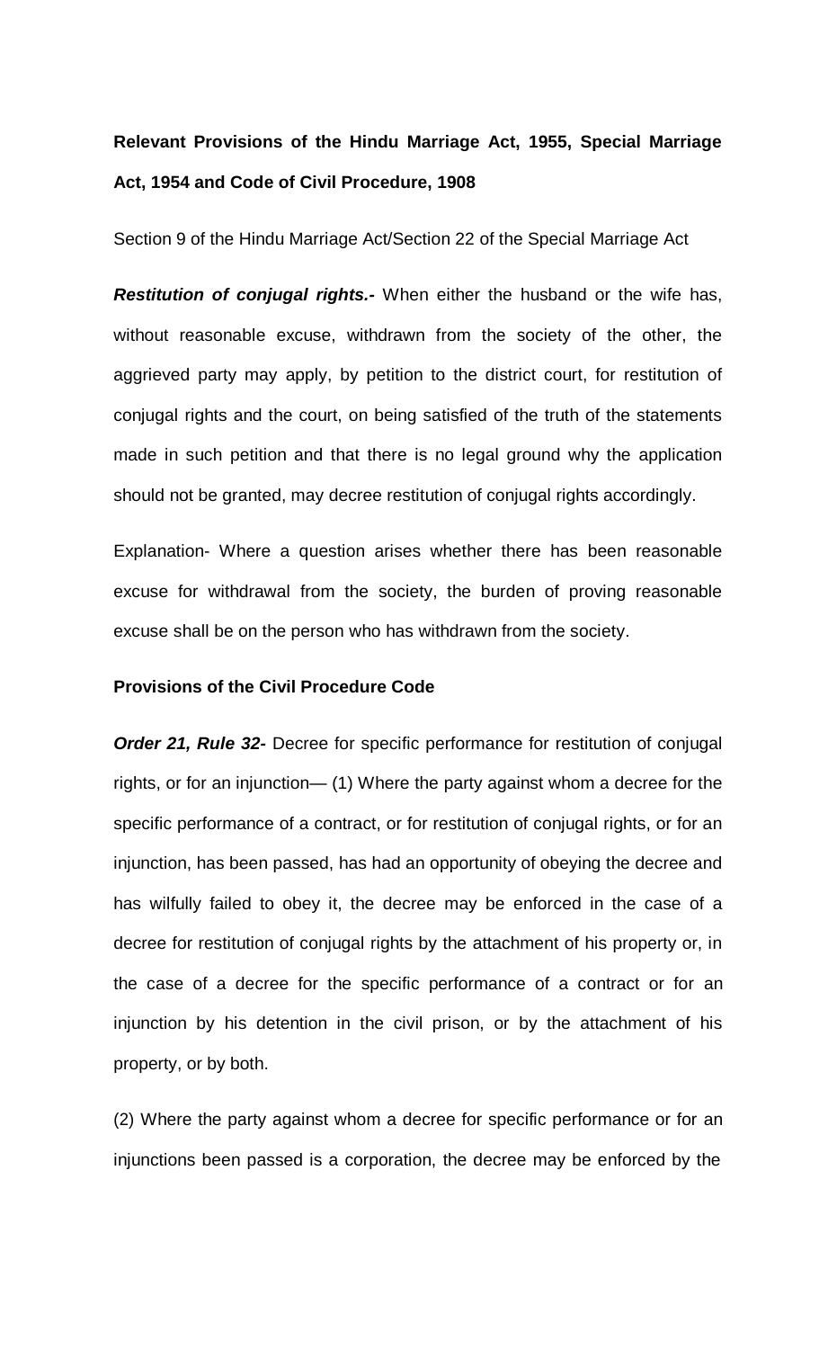**Relevant Provisions of the Hindu Marriage Act, 1955, Special Marriage Act, 1954 and Code of Civil Procedure, 1908**

Section 9 of the Hindu Marriage Act/Section 22 of the Special Marriage Act

***Restitution of conjugal rights.-*** When either the husband or the wife has, without reasonable excuse, withdrawn from the society of the other, the aggrieved party may apply, by petition to the district court, for restitution of conjugal rights and the court, on being satisfied of the truth of the statements made in such petition and that there is no legal ground why the application should not be granted, may decree restitution of conjugal rights accordingly.

Explanation- Where a question arises whether there has been reasonable excuse for withdrawal from the society, the burden of proving reasonable excuse shall be on the person who has withdrawn from the society.

**Provisions of the Civil Procedure Code**

***Order 21, Rule 32-*** Decree for specific performance for restitution of conjugal rights, or for an injunction— (1) Where the party against whom a decree for the specific performance of a contract, or for restitution of conjugal rights, or for an injunction, has been passed, has had an opportunity of obeying the decree and has wilfully failed to obey it, the decree may be enforced in the case of a decree for restitution of conjugal rights by the attachment of his property or, in the case of a decree for the specific performance of a contract or for an injunction by his detention in the civil prison, or by the attachment of his property, or by both.

(2) Where the party against whom a decree for specific performance or for an injunctions been passed is a corporation, the decree may be enforced by the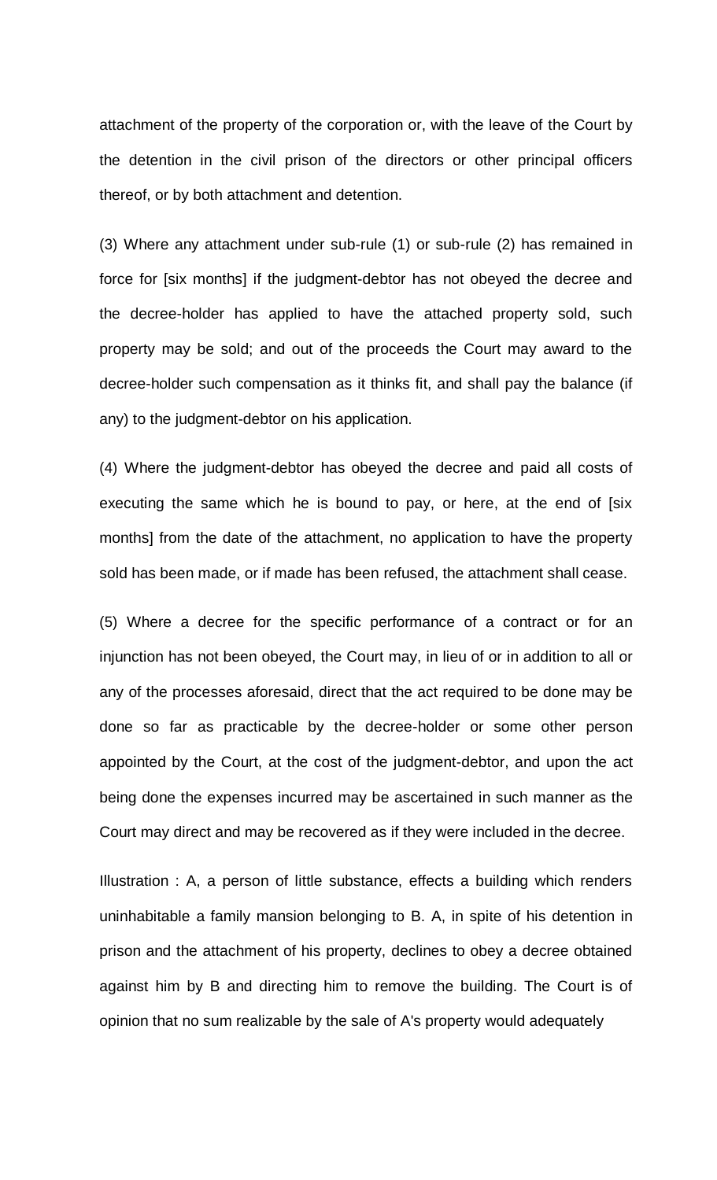attachment of the property of the corporation or, with the leave of the Court by the detention in the civil prison of the directors or other principal officers thereof, or by both attachment and detention.

(3) Where any attachment under sub-rule (1) or sub-rule (2) has remained in force for [six months] if the judgment-debtor has not obeyed the decree and the decree-holder has applied to have the attached property sold, such property may be sold; and out of the proceeds the Court may award to the decree-holder such compensation as it thinks fit, and shall pay the balance (if any) to the judgment-debtor on his application.

(4) Where the judgment-debtor has obeyed the decree and paid all costs of executing the same which he is bound to pay, or here, at the end of [six months] from the date of the attachment, no application to have the property sold has been made, or if made has been refused, the attachment shall cease.

(5) Where a decree for the specific performance of a contract or for an injunction has not been obeyed, the Court may, in lieu of or in addition to all or any of the processes aforesaid, direct that the act required to be done may be done so far as practicable by the decree-holder or some other person appointed by the Court, at the cost of the judgment-debtor, and upon the act being done the expenses incurred may be ascertained in such manner as the Court may direct and may be recovered as if they were included in the decree.

Illustration : A, a person of little substance, effects a building which renders uninhabitable a family mansion belonging to B. A, in spite of his detention in prison and the attachment of his property, declines to obey a decree obtained against him by B and directing him to remove the building. The Court is of opinion that no sum realizable by the sale of A's property would adequately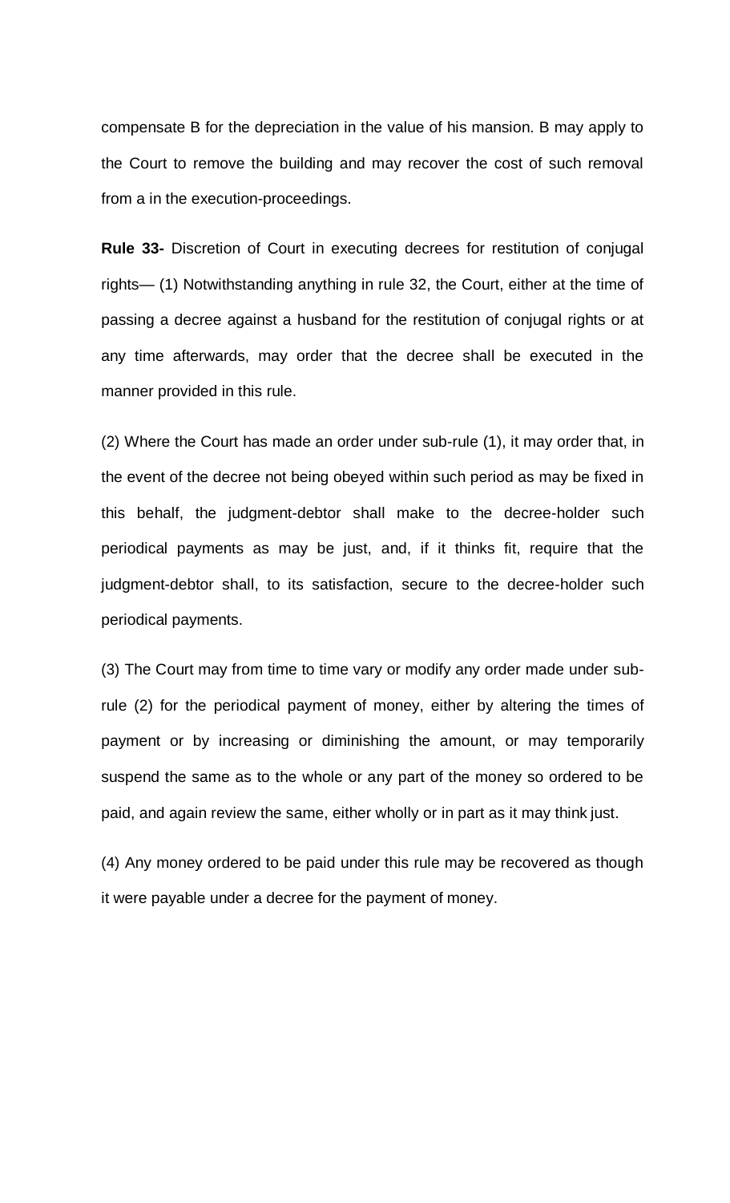compensate B for the depreciation in the value of his mansion. B may apply to the Court to remove the building and may recover the cost of such removal from a in the execution-proceedings.

**Rule 33-** Discretion of Court in executing decrees for restitution of conjugal rights— (1) Notwithstanding anything in rule 32, the Court, either at the time of passing a decree against a husband for the restitution of conjugal rights or at any time afterwards, may order that the decree shall be executed in the manner provided in this rule.

(2) Where the Court has made an order under sub-rule (1), it may order that, in the event of the decree not being obeyed within such period as may be fixed in this behalf, the judgment-debtor shall make to the decree-holder such periodical payments as may be just, and, if it thinks fit, require that the judgment-debtor shall, to its satisfaction, secure to the decree-holder such periodical payments.

(3) The Court may from time to time vary or modify any order made under sub-rule (2) for the periodical payment of money, either by altering the times of payment or by increasing or diminishing the amount, or may temporarily suspend the same as to the whole or any part of the money so ordered to be paid, and again review the same, either wholly or in part as it may think just.

(4) Any money ordered to be paid under this rule may be recovered as though it were payable under a decree for the payment of money.